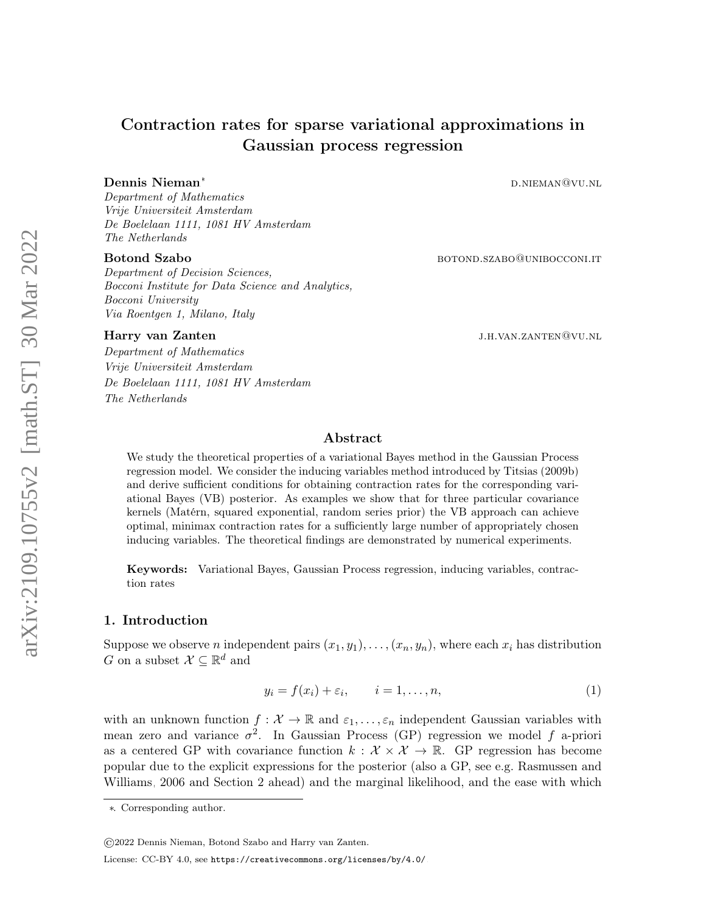# Contraction rates for sparse variational approximations in Gaussian process regression

**Dennis Nieman*** D.NIEMAN@VU.NL

*Department of Mathematics*
*Vrije Universiteit Amsterdam*
*De Boelelaan 1111, 1081 HV Amsterdam*
*The Netherlands*

**Botond Szabo** BOTOND.SZABO@UNIBOCCONI.IT

*Department of Decision Sciences,*
*Bocconi Institute for Data Science and Analytics,*
*Bocconi University*
*Via Roentgen 1, Milano, Italy*

**Harry van Zanten** J.H.VAN.ZANTEN@VU.NL

*Department of Mathematics*
*Vrije Universiteit Amsterdam*
*De Boelelaan 1111, 1081 HV Amsterdam*
*The Netherlands*

## Abstract

We study the theoretical properties of a variational Bayes method in the Gaussian Process regression model. We consider the inducing variables method introduced by Titsias (2009b) and derive sufficient conditions for obtaining contraction rates for the corresponding variational Bayes (VB) posterior. As examples we show that for three particular covariance kernels (Matérn, squared exponential, random series prior) the VB approach can achieve optimal, minimax contraction rates for a sufficiently large number of appropriately chosen inducing variables. The theoretical findings are demonstrated by numerical experiments.

**Keywords:** Variational Bayes, Gaussian Process regression, inducing variables, contraction rates

## 1. Introduction

Suppose we observe $n$ independent pairs $(x_1, y_1), \ldots, (x_n, y_n)$, where each $x_i$ has distribution $G$ on a subset $\mathcal{X} \subseteq \mathbb{R}^d$ and

$$y_i = f(x_i) + \varepsilon_i, \qquad i = 1, \ldots, n, \tag{1}$$

with an unknown function $f : \mathcal{X} \to \mathbb{R}$ and $\varepsilon_1, \ldots, \varepsilon_n$ independent Gaussian variables with mean zero and variance $\sigma^2$. In Gaussian Process (GP) regression we model $f$ a-priori as a centered GP with covariance function $k : \mathcal{X} \times \mathcal{X} \to \mathbb{R}$. GP regression has become popular due to the explicit expressions for the posterior (also a GP, see e.g. Rasmussen and Williams, 2006 and Section 2 ahead) and the marginal likelihood, and the ease with which

*. Corresponding author.

©2022 Dennis Nieman, Botond Szabo and Harry van Zanten.

License: CC-BY 4.0, see https://creativecommons.org/licenses/by/4.0/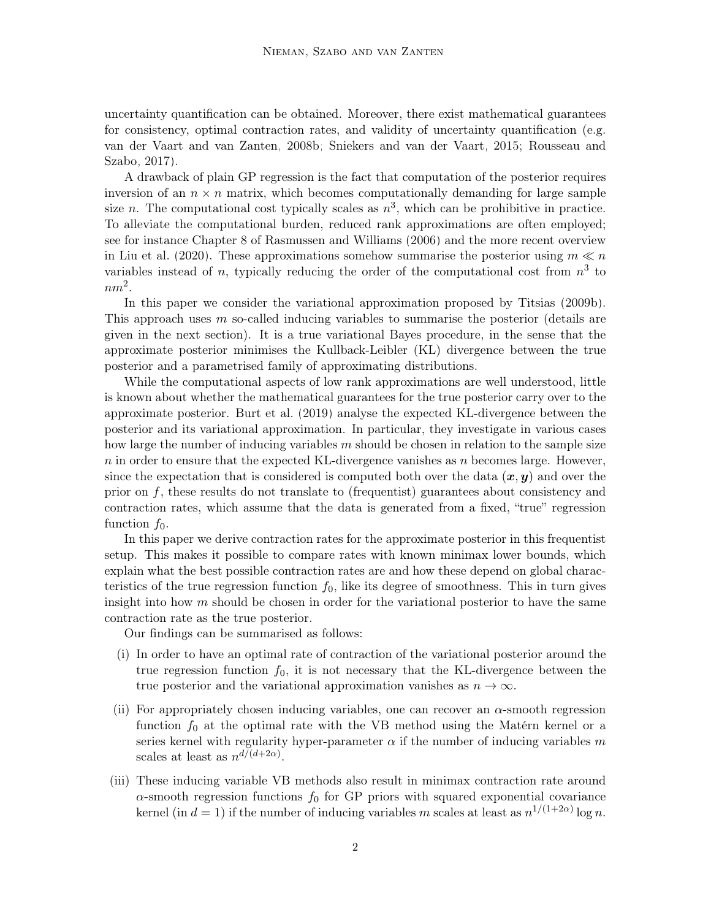uncertainty quantification can be obtained. Moreover, there exist mathematical guarantees for consistency, optimal contraction rates, and validity of uncertainty quantification (e.g. van der Vaart and van Zanten, 2008b; Sniekers and van der Vaart, 2015; Rousseau and Szabo, 2017).

A drawback of plain GP regression is the fact that computation of the posterior requires inversion of an $n \times n$ matrix, which becomes computationally demanding for large sample size $n$. The computational cost typically scales as $n^3$, which can be prohibitive in practice. To alleviate the computational burden, reduced rank approximations are often employed; see for instance Chapter 8 of Rasmussen and Williams (2006) and the more recent overview in Liu et al. (2020). These approximations somehow summarise the posterior using $m \ll n$ variables instead of $n$, typically reducing the order of the computational cost from $n^3$ to $nm^2$.

In this paper we consider the variational approximation proposed by Titsias (2009b). This approach uses $m$ so-called inducing variables to summarise the posterior (details are given in the next section). It is a true variational Bayes procedure, in the sense that the approximate posterior minimises the Kullback-Leibler (KL) divergence between the true posterior and a parametrised family of approximating distributions.

While the computational aspects of low rank approximations are well understood, little is known about whether the mathematical guarantees for the true posterior carry over to the approximate posterior. Burt et al. (2019) analyse the expected KL-divergence between the posterior and its variational approximation. In particular, they investigate in various cases how large the number of inducing variables $m$ should be chosen in relation to the sample size $n$ in order to ensure that the expected KL-divergence vanishes as $n$ becomes large. However, since the expectation that is considered is computed both over the data $(\boldsymbol{x}, \boldsymbol{y})$ and over the prior on $f$, these results do not translate to (frequentist) guarantees about consistency and contraction rates, which assume that the data is generated from a fixed, "true" regression function $f_0$.

In this paper we derive contraction rates for the approximate posterior in this frequentist setup. This makes it possible to compare rates with known minimax lower bounds, which explain what the best possible contraction rates are and how these depend on global characteristics of the true regression function $f_0$, like its degree of smoothness. This in turn gives insight into how $m$ should be chosen in order for the variational posterior to have the same contraction rate as the true posterior.

Our findings can be summarised as follows:

(i) In order to have an optimal rate of contraction of the variational posterior around the true regression function $f_0$, it is not necessary that the KL-divergence between the true posterior and the variational approximation vanishes as $n \to \infty$.

(ii) For appropriately chosen inducing variables, one can recover an $\alpha$-smooth regression function $f_0$ at the optimal rate with the VB method using the Matérn kernel or a series kernel with regularity hyper-parameter $\alpha$ if the number of inducing variables $m$ scales at least as $n^{d/(d+2\alpha)}$.

(iii) These inducing variable VB methods also result in minimax contraction rate around $\alpha$-smooth regression functions $f_0$ for GP priors with squared exponential covariance kernel (in $d = 1$) if the number of inducing variables $m$ scales at least as $n^{1/(1+2\alpha)} \log n$.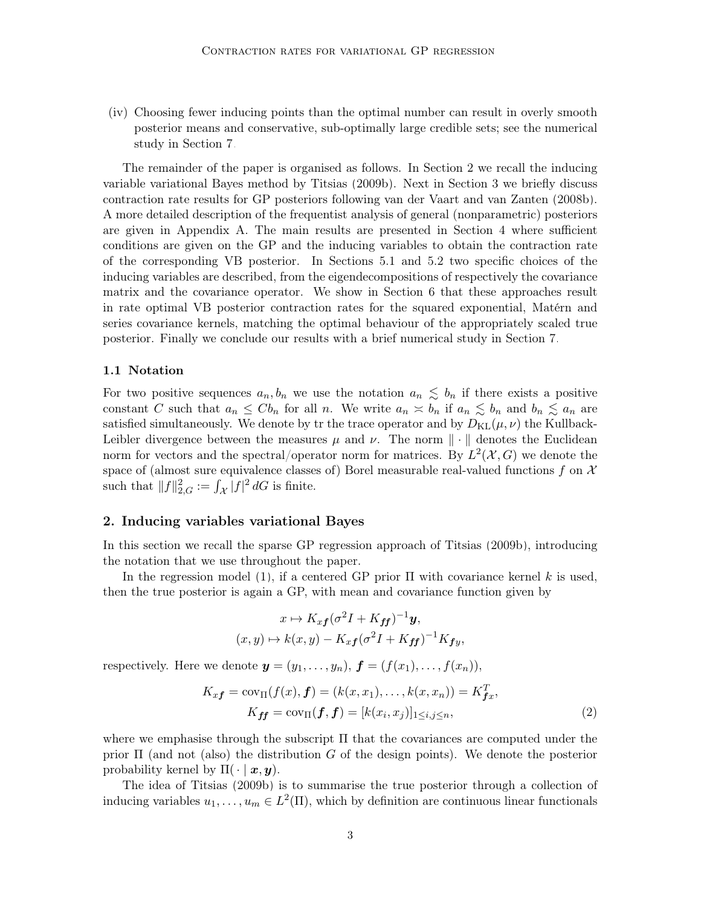(iv) Choosing fewer inducing points than the optimal number can result in overly smooth posterior means and conservative, sub-optimally large credible sets; see the numerical study in Section 7.

The remainder of the paper is organised as follows. In Section 2 we recall the inducing variable variational Bayes method by Titsias (2009b). Next in Section 3 we briefly discuss contraction rate results for GP posteriors following van der Vaart and van Zanten (2008b). A more detailed description of the frequentist analysis of general (nonparametric) posteriors are given in Appendix A. The main results are presented in Section 4 where sufficient conditions are given on the GP and the inducing variables to obtain the contraction rate of the corresponding VB posterior. In Sections 5.1 and 5.2 two specific choices of the inducing variables are described, from the eigendecompositions of respectively the covariance matrix and the covariance operator. We show in Section 6 that these approaches result in rate optimal VB posterior contraction rates for the squared exponential, Matérn and series covariance kernels, matching the optimal behaviour of the appropriately scaled true posterior. Finally we conclude our results with a brief numerical study in Section 7.

### 1.1 Notation

For two positive sequences $a_n, b_n$ we use the notation $a_n \lesssim b_n$ if there exists a positive constant $C$ such that $a_n \leq C b_n$ for all $n$. We write $a_n \asymp b_n$ if $a_n \lesssim b_n$ and $b_n \lesssim a_n$ are satisfied simultaneously. We denote by tr the trace operator and by $D_{\mathrm{KL}}(\mu, \nu)$ the Kullback-Leibler divergence between the measures $\mu$ and $\nu$. The norm $\|\cdot\|$ denotes the Euclidean norm for vectors and the spectral/operator norm for matrices. By $L^2(\mathcal{X}, G)$ we denote the space of (almost sure equivalence classes of) Borel measurable real-valued functions $f$ on $\mathcal{X}$ such that $\|f\|_{2,G}^2 := \int_{\mathcal{X}} |f|^2 \, dG$ is finite.

## 2. Inducing variables variational Bayes

In this section we recall the sparse GP regression approach of Titsias (2009b), introducing the notation that we use throughout the paper.

In the regression model (1), if a centered GP prior $\Pi$ with covariance kernel $k$ is used, then the true posterior is again a GP, with mean and covariance function given by

$$
\begin{aligned}
x &\mapsto K_{x\boldsymbol{f}}(\sigma^2 I + K_{\boldsymbol{ff}})^{-1}\boldsymbol{y}, \\
(x, y) &\mapsto k(x, y) - K_{x\boldsymbol{f}}(\sigma^2 I + K_{\boldsymbol{ff}})^{-1} K_{\boldsymbol{f}y},
\end{aligned}
$$

respectively. Here we denote $\boldsymbol{y} = (y_1, \ldots, y_n)$, $\boldsymbol{f} = (f(x_1), \ldots, f(x_n))$,

$$
\begin{aligned}
K_{x\boldsymbol{f}} &= \mathrm{cov}_{\Pi}(f(x), \boldsymbol{f}) = (k(x, x_1), \ldots, k(x, x_n)) = K_{\boldsymbol{f}x}^T, \\
K_{\boldsymbol{ff}} &= \mathrm{cov}_{\Pi}(\boldsymbol{f}, \boldsymbol{f}) = [k(x_i, x_j)]_{1 \leq i,j \leq n},
\end{aligned} \tag{2}
$$

where we emphasise through the subscript $\Pi$ that the covariances are computed under the prior $\Pi$ (and not (also) the distribution $G$ of the design points). We denote the posterior probability kernel by $\Pi(\,\cdot \mid \boldsymbol{x}, \boldsymbol{y})$.

The idea of Titsias (2009b) is to summarise the true posterior through a collection of inducing variables $u_1, \ldots, u_m \in L^2(\Pi)$, which by definition are continuous linear functionals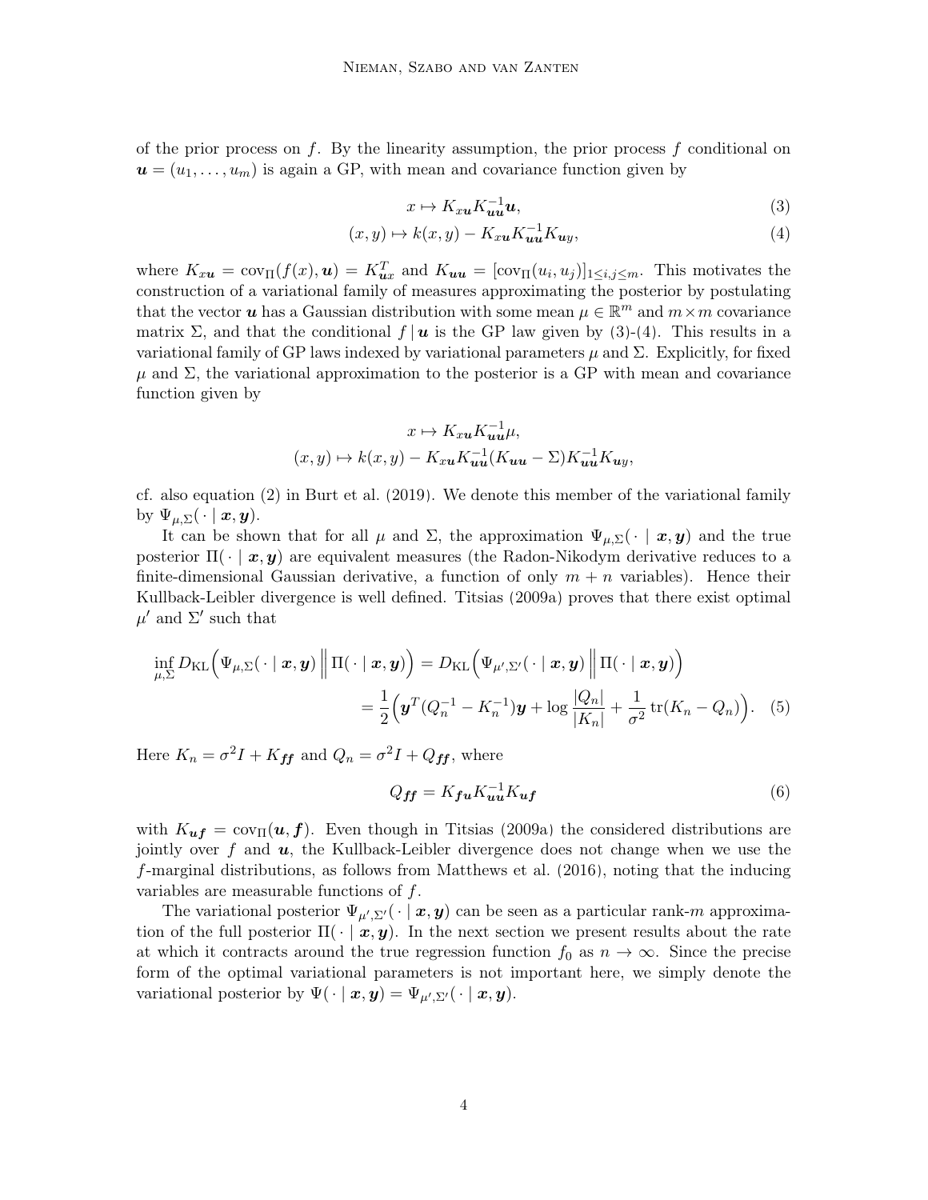of the prior process on $f$. By the linearity assumption, the prior process $f$ conditional on $\boldsymbol{u} = (u_1, \ldots, u_m)$ is again a GP, with mean and covariance function given by

$$x \mapsto K_{x\boldsymbol{u}} K_{\boldsymbol{u}\boldsymbol{u}}^{-1} \boldsymbol{u}, \tag{3}$$

$$(x, y) \mapsto k(x, y) - K_{x\boldsymbol{u}} K_{\boldsymbol{u}\boldsymbol{u}}^{-1} K_{\boldsymbol{u}y}, \tag{4}$$

where $K_{x\boldsymbol{u}} = \mathrm{cov}_\Pi(f(x), \boldsymbol{u}) = K_{\boldsymbol{u}x}^T$ and $K_{\boldsymbol{u}\boldsymbol{u}} = [\mathrm{cov}_\Pi(u_i, u_j)]_{1 \le i,j \le m}$. This motivates the construction of a variational family of measures approximating the posterior by postulating that the vector $\boldsymbol{u}$ has a Gaussian distribution with some mean $\mu \in \mathbb{R}^m$ and $m \times m$ covariance matrix $\Sigma$, and that the conditional $f \mid \boldsymbol{u}$ is the GP law given by (3)-(4). This results in a variational family of GP laws indexed by variational parameters $\mu$ and $\Sigma$. Explicitly, for fixed $\mu$ and $\Sigma$, the variational approximation to the posterior is a GP with mean and covariance function given by

$$x \mapsto K_{x\boldsymbol{u}} K_{\boldsymbol{u}\boldsymbol{u}}^{-1} \mu,$$

$$(x, y) \mapsto k(x, y) - K_{x\boldsymbol{u}} K_{\boldsymbol{u}\boldsymbol{u}}^{-1} (K_{\boldsymbol{u}\boldsymbol{u}} - \Sigma) K_{\boldsymbol{u}\boldsymbol{u}}^{-1} K_{\boldsymbol{u}y},$$

cf. also equation (2) in Burt et al. (2019). We denote this member of the variational family by $\Psi_{\mu,\Sigma}(\,\cdot \mid \boldsymbol{x}, \boldsymbol{y})$.

It can be shown that for all $\mu$ and $\Sigma$, the approximation $\Psi_{\mu,\Sigma}(\,\cdot \mid \boldsymbol{x}, \boldsymbol{y})$ and the true posterior $\Pi(\,\cdot \mid \boldsymbol{x}, \boldsymbol{y})$ are equivalent measures (the Radon-Nikodym derivative reduces to a finite-dimensional Gaussian derivative, a function of only $m + n$ variables). Hence their Kullback-Leibler divergence is well defined. Titsias (2009a) proves that there exist optimal $\mu'$ and $\Sigma'$ such that

$$\begin{aligned}
\inf_{\mu,\Sigma} D_{\mathrm{KL}}\Big(\Psi_{\mu,\Sigma}(\,\cdot \mid \boldsymbol{x}, \boldsymbol{y}) \,\Big\|\, \Pi(\,\cdot \mid \boldsymbol{x}, \boldsymbol{y})\Big) &= D_{\mathrm{KL}}\Big(\Psi_{\mu',\Sigma'}(\,\cdot \mid \boldsymbol{x}, \boldsymbol{y}) \,\Big\|\, \Pi(\,\cdot \mid \boldsymbol{x}, \boldsymbol{y})\Big) \\
&= \frac{1}{2}\Big(\boldsymbol{y}^T (Q_n^{-1} - K_n^{-1}) \boldsymbol{y} + \log \frac{|Q_n|}{|K_n|} + \frac{1}{\sigma^2} \mathrm{tr}(K_n - Q_n)\Big).
\end{aligned} \tag{5}$$

Here $K_n = \sigma^2 I + K_{\boldsymbol{f}\boldsymbol{f}}$ and $Q_n = \sigma^2 I + Q_{\boldsymbol{f}\boldsymbol{f}}$, where

$$Q_{\boldsymbol{f}\boldsymbol{f}} = K_{\boldsymbol{f}\boldsymbol{u}} K_{\boldsymbol{u}\boldsymbol{u}}^{-1} K_{\boldsymbol{u}\boldsymbol{f}} \tag{6}$$

with $K_{\boldsymbol{u}\boldsymbol{f}} = \mathrm{cov}_\Pi(\boldsymbol{u}, \boldsymbol{f})$. Even though in Titsias (2009a) the considered distributions are jointly over $f$ and $\boldsymbol{u}$, the Kullback-Leibler divergence does not change when we use the $f$-marginal distributions, as follows from Matthews et al. (2016), noting that the inducing variables are measurable functions of $f$.

The variational posterior $\Psi_{\mu',\Sigma'}(\,\cdot \mid \boldsymbol{x}, \boldsymbol{y})$ can be seen as a particular rank-$m$ approximation of the full posterior $\Pi(\,\cdot \mid \boldsymbol{x}, \boldsymbol{y})$. In the next section we present results about the rate at which it contracts around the true regression function $f_0$ as $n \to \infty$. Since the precise form of the optimal variational parameters is not important here, we simply denote the variational posterior by $\Psi(\,\cdot \mid \boldsymbol{x}, \boldsymbol{y}) = \Psi_{\mu',\Sigma'}(\,\cdot \mid \boldsymbol{x}, \boldsymbol{y})$.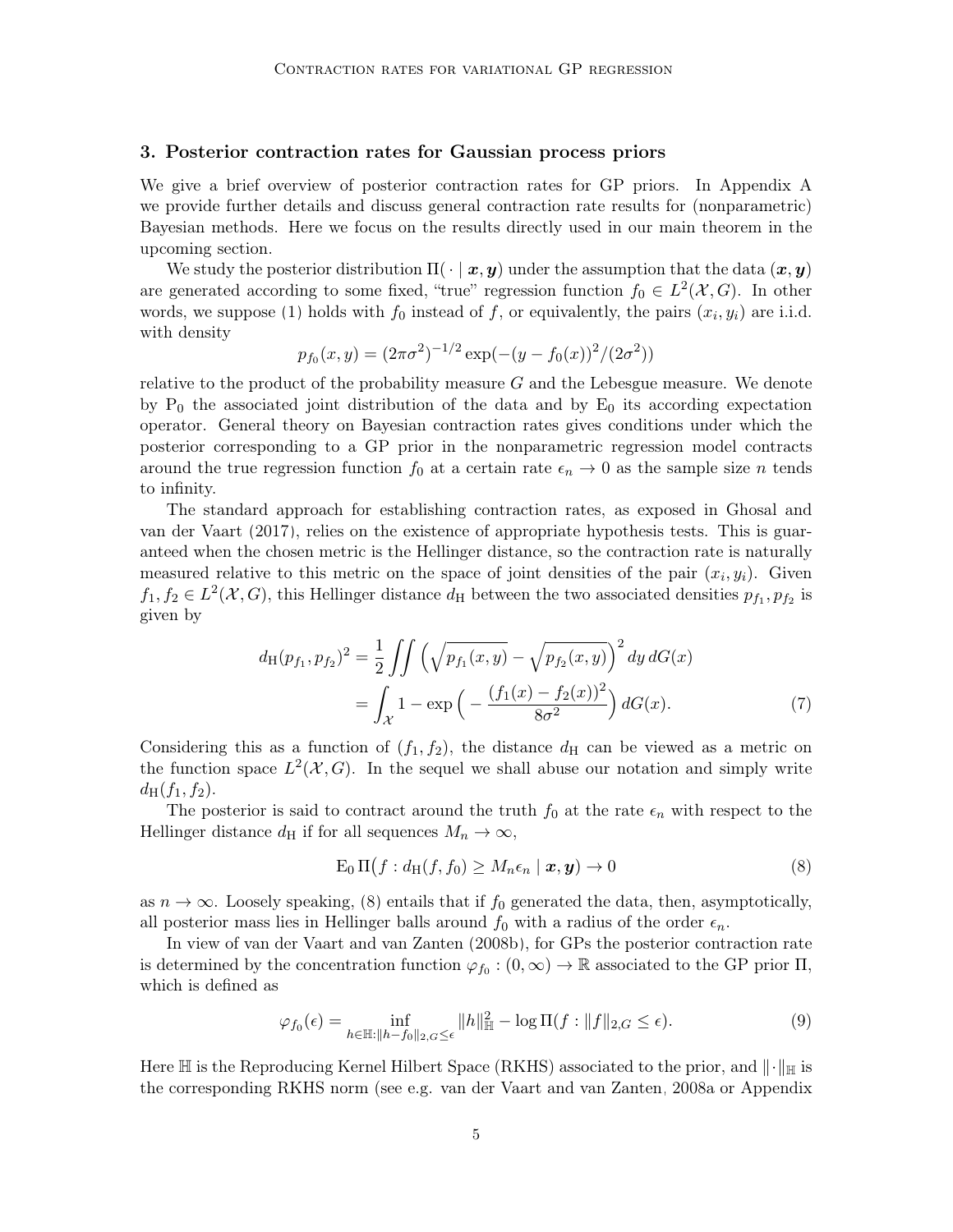## 3. Posterior contraction rates for Gaussian process priors

We give a brief overview of posterior contraction rates for GP priors. In Appendix A we provide further details and discuss general contraction rate results for (nonparametric) Bayesian methods. Here we focus on the results directly used in our main theorem in the upcoming section.

We study the posterior distribution $\Pi(\cdot \mid \boldsymbol{x}, \boldsymbol{y})$ under the assumption that the data $(\boldsymbol{x}, \boldsymbol{y})$ are generated according to some fixed, "true" regression function $f_0 \in L^2(\mathcal{X}, G)$. In other words, we suppose (1) holds with $f_0$ instead of $f$, or equivalently, the pairs $(x_i, y_i)$ are i.i.d. with density

$$p_{f_0}(x, y) = (2\pi\sigma^2)^{-1/2} \exp(-(y - f_0(x))^2/(2\sigma^2))$$

relative to the product of the probability measure $G$ and the Lebesgue measure. We denote by $\mathrm{P}_0$ the associated joint distribution of the data and by $\mathrm{E}_0$ its according expectation operator. General theory on Bayesian contraction rates gives conditions under which the posterior corresponding to a GP prior in the nonparametric regression model contracts around the true regression function $f_0$ at a certain rate $\epsilon_n \to 0$ as the sample size $n$ tends to infinity.

The standard approach for establishing contraction rates, as exposed in Ghosal and van der Vaart (2017), relies on the existence of appropriate hypothesis tests. This is guaranteed when the chosen metric is the Hellinger distance, so the contraction rate is naturally measured relative to this metric on the space of joint densities of the pair $(x_i, y_i)$. Given $f_1, f_2 \in L^2(\mathcal{X}, G)$, this Hellinger distance $d_{\mathrm{H}}$ between the two associated densities $p_{f_1}, p_{f_2}$ is given by

$$\begin{aligned} d_{\mathrm{H}}(p_{f_1}, p_{f_2})^2 &= \frac{1}{2} \iint \left( \sqrt{p_{f_1}(x, y)} - \sqrt{p_{f_2}(x, y)} \right)^2 dy\, dG(x) \\ &= \int_{\mathcal{X}} 1 - \exp\Big( - \frac{(f_1(x) - f_2(x))^2}{8\sigma^2} \Big)\, dG(x). \end{aligned} \tag{7}$$

Considering this as a function of $(f_1, f_2)$, the distance $d_{\mathrm{H}}$ can be viewed as a metric on the function space $L^2(\mathcal{X}, G)$. In the sequel we shall abuse our notation and simply write $d_{\mathrm{H}}(f_1, f_2)$.

The posterior is said to contract around the truth $f_0$ at the rate $\epsilon_n$ with respect to the Hellinger distance $d_{\mathrm{H}}$ if for all sequences $M_n \to \infty$,

$$\mathrm{E}_0\, \Pi\big(f : d_{\mathrm{H}}(f, f_0) \geq M_n \epsilon_n \mid \boldsymbol{x}, \boldsymbol{y}\big) \to 0 \tag{8}$$

as $n \to \infty$. Loosely speaking, (8) entails that if $f_0$ generated the data, then, asymptotically, all posterior mass lies in Hellinger balls around $f_0$ with a radius of the order $\epsilon_n$.

In view of van der Vaart and van Zanten (2008b), for GPs the posterior contraction rate is determined by the concentration function $\varphi_{f_0} : (0, \infty) \to \mathbb{R}$ associated to the GP prior $\Pi$, which is defined as

$$\varphi_{f_0}(\epsilon) = \inf_{h \in \mathbb{H}: \|h - f_0\|_{2,G} \leq \epsilon} \|h\|_{\mathbb{H}}^2 - \log \Pi(f : \|f\|_{2,G} \leq \epsilon). \tag{9}$$

Here $\mathbb{H}$ is the Reproducing Kernel Hilbert Space (RKHS) associated to the prior, and $\|\cdot\|_{\mathbb{H}}$ is the corresponding RKHS norm (see e.g. van der Vaart and van Zanten, 2008a or Appendix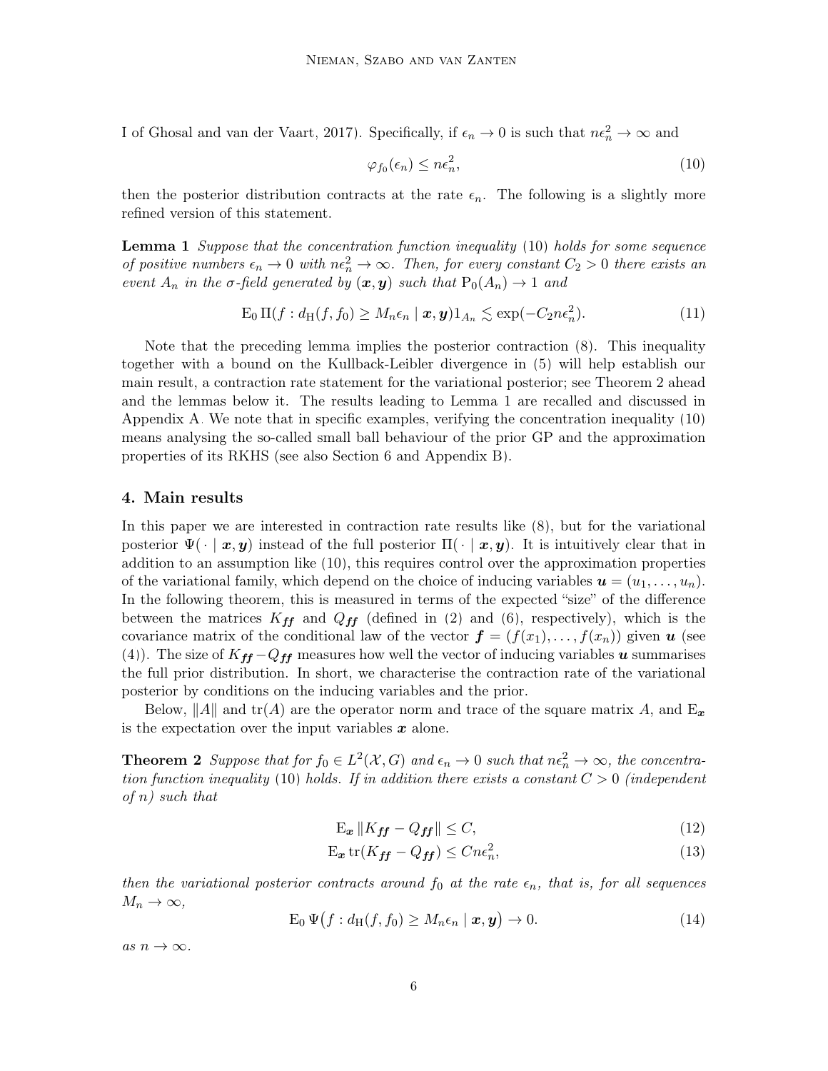I of Ghosal and van der Vaart, 2017). Specifically, if $\epsilon_n \to 0$ is such that $n\epsilon_n^2 \to \infty$ and

$$\varphi_{f_0}(\epsilon_n) \leq n\epsilon_n^2, \tag{10}$$

then the posterior distribution contracts at the rate $\epsilon_n$. The following is a slightly more refined version of this statement.

**Lemma 1** *Suppose that the concentration function inequality* (10) *holds for some sequence of positive numbers $\epsilon_n \to 0$ with $n\epsilon_n^2 \to \infty$. Then, for every constant $C_2 > 0$ there exists an event $A_n$ in the $\sigma$-field generated by $(\boldsymbol{x}, \boldsymbol{y})$ such that $\mathrm{P}_0(A_n) \to 1$ and*

$$\mathrm{E}_0\, \Pi(f : d_{\mathrm{H}}(f, f_0) \geq M_n \epsilon_n \mid \boldsymbol{x}, \boldsymbol{y}) 1_{A_n} \lesssim \exp(-C_2 n\epsilon_n^2). \tag{11}$$

Note that the preceding lemma implies the posterior contraction (8). This inequality together with a bound on the Kullback-Leibler divergence in (5) will help establish our main result, a contraction rate statement for the variational posterior; see Theorem 2 ahead and the lemmas below it. The results leading to Lemma 1 are recalled and discussed in Appendix A. We note that in specific examples, verifying the concentration inequality (10) means analysing the so-called small ball behaviour of the prior GP and the approximation properties of its RKHS (see also Section 6 and Appendix B).

## 4. Main results

In this paper we are interested in contraction rate results like (8), but for the variational posterior $\Psi(\cdot \mid \boldsymbol{x}, \boldsymbol{y})$ instead of the full posterior $\Pi(\cdot \mid \boldsymbol{x}, \boldsymbol{y})$. It is intuitively clear that in addition to an assumption like (10), this requires control over the approximation properties of the variational family, which depend on the choice of inducing variables $\boldsymbol{u} = (u_1, \ldots, u_n)$. In the following theorem, this is measured in terms of the expected "size" of the difference between the matrices $K_{\boldsymbol{ff}}$ and $Q_{\boldsymbol{ff}}$ (defined in (2) and (6), respectively), which is the covariance matrix of the conditional law of the vector $\boldsymbol{f} = (f(x_1), \ldots, f(x_n))$ given $\boldsymbol{u}$ (see (4)). The size of $K_{\boldsymbol{ff}} - Q_{\boldsymbol{ff}}$ measures how well the vector of inducing variables $\boldsymbol{u}$ summarises the full prior distribution. In short, we characterise the contraction rate of the variational posterior by conditions on the inducing variables and the prior.

Below, $\|A\|$ and $\mathrm{tr}(A)$ are the operator norm and trace of the square matrix $A$, and $\mathrm{E}_{\boldsymbol{x}}$ is the expectation over the input variables $\boldsymbol{x}$ alone.

**Theorem 2** *Suppose that for $f_0 \in L^2(\mathcal{X}, G)$ and $\epsilon_n \to 0$ such that $n\epsilon_n^2 \to \infty$, the concentration function inequality* (10) *holds. If in addition there exists a constant $C > 0$ (independent of $n$) such that*

$$\mathrm{E}_{\boldsymbol{x}} \|K_{\boldsymbol{ff}} - Q_{\boldsymbol{ff}}\| \leq C, \tag{12}$$

$$\mathrm{E}_{\boldsymbol{x}}\, \mathrm{tr}(K_{\boldsymbol{ff}} - Q_{\boldsymbol{ff}}) \leq C n\epsilon_n^2, \tag{13}$$

*then the variational posterior contracts around $f_0$ at the rate $\epsilon_n$, that is, for all sequences $M_n \to \infty$,*

$$\mathrm{E}_0\, \Psi\big(f : d_{\mathrm{H}}(f, f_0) \geq M_n \epsilon_n \mid \boldsymbol{x}, \boldsymbol{y}\big) \to 0. \tag{14}$$

*as $n \to \infty$.*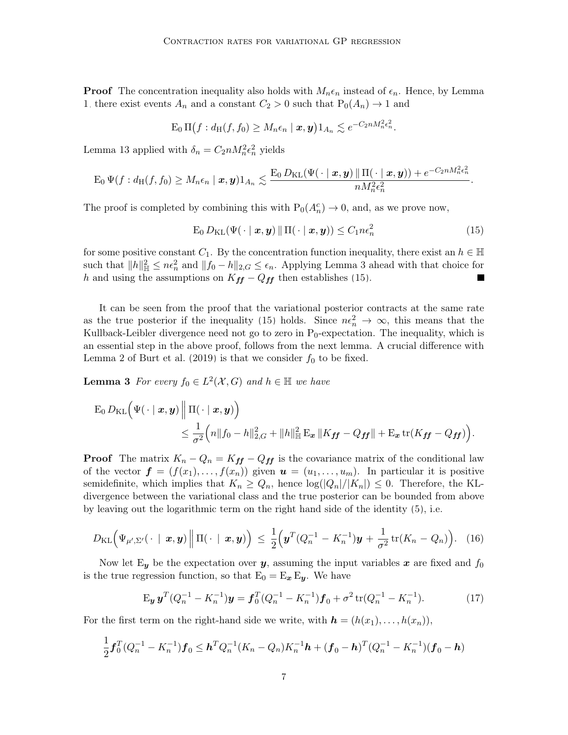**Proof** The concentration inequality also holds with $M_n\epsilon_n$ instead of $\epsilon_n$. Hence, by Lemma 1, there exist events $A_n$ and a constant $C_2 > 0$ such that $\mathrm{P}_0(A_n) \to 1$ and

$$\mathrm{E}_0\,\Pi\big(f : d_{\mathrm{H}}(f, f_0) \geq M_n\epsilon_n \mid \boldsymbol{x}, \boldsymbol{y}\big)1_{A_n} \lesssim e^{-C_2 n M_n^2 \epsilon_n^2}.$$

Lemma 13 applied with $\delta_n = C_2 n M_n^2 \epsilon_n^2$ yields

$$\mathrm{E}_0\,\Psi(f : d_{\mathrm{H}}(f, f_0) \geq M_n\epsilon_n \mid \boldsymbol{x}, \boldsymbol{y})1_{A_n} \lesssim \frac{\mathrm{E}_0\, D_{\mathrm{KL}}(\Psi(\,\cdot \mid \boldsymbol{x}, \boldsymbol{y}) \,\|\, \Pi(\,\cdot \mid \boldsymbol{x}, \boldsymbol{y})) + e^{-C_2 n M_n^2 \epsilon_n^2}}{n M_n^2 \epsilon_n^2}.$$

The proof is completed by combining this with $\mathrm{P}_0(A_n^c) \to 0$, and, as we prove now,

$$\mathrm{E}_0\, D_{\mathrm{KL}}(\Psi(\,\cdot \mid \boldsymbol{x}, \boldsymbol{y}) \,\|\, \Pi(\,\cdot \mid \boldsymbol{x}, \boldsymbol{y})) \leq C_1 n \epsilon_n^2 \tag{15}$$

for some positive constant $C_1$. By the concentration function inequality, there exist an $h \in \mathbb{H}$ such that $\|h\|_{\mathbb{H}}^2 \leq n\epsilon_n^2$ and $\|f_0 - h\|_{2,G} \leq \epsilon_n$. Applying Lemma 3 ahead with that choice for $h$ and using the assumptions on $K_{\boldsymbol{ff}} - Q_{\boldsymbol{ff}}$ then establishes (15). ■

It can be seen from the proof that the variational posterior contracts at the same rate as the true posterior if the inequality (15) holds. Since $n\epsilon_n^2 \to \infty$, this means that the Kullback-Leibler divergence need not go to zero in $\mathrm{P}_0$-expectation. The inequality, which is an essential step in the above proof, follows from the next lemma. A crucial difference with Lemma 2 of Burt et al. (2019) is that we consider $f_0$ to be fixed.

**Lemma 3** *For every $f_0 \in L^2(\mathcal{X}, G)$ and $h \in \mathbb{H}$ we have*

$$\mathrm{E}_0\, D_{\mathrm{KL}}\Big(\Psi(\,\cdot \mid \boldsymbol{x}, \boldsymbol{y}) \,\Big\|\, \Pi(\,\cdot \mid \boldsymbol{x}, \boldsymbol{y})\Big) \leq \frac{1}{\sigma^2}\Big(n\|f_0 - h\|_{2,G}^2 + \|h\|_{\mathbb{H}}^2\, \mathrm{E}_{\boldsymbol{x}}\, \|K_{\boldsymbol{ff}} - Q_{\boldsymbol{ff}}\| + \mathrm{E}_{\boldsymbol{x}}\, \mathrm{tr}(K_{\boldsymbol{ff}} - Q_{\boldsymbol{ff}})\Big).$$

**Proof** The matrix $K_n - Q_n = K_{\boldsymbol{ff}} - Q_{\boldsymbol{ff}}$ is the covariance matrix of the conditional law of the vector $\boldsymbol{f} = (f(x_1), \ldots, f(x_n))$ given $\boldsymbol{u} = (u_1, \ldots, u_m)$. In particular it is positive semidefinite, which implies that $K_n \geq Q_n$, hence $\log(|Q_n|/|K_n|) \leq 0$. Therefore, the KL-divergence between the variational class and the true posterior can be bounded from above by leaving out the logarithmic term on the right hand side of the identity (5), i.e.

$$D_{\mathrm{KL}}\Big(\Psi_{\mu', \Sigma'}(\,\cdot \mid \boldsymbol{x}, \boldsymbol{y}) \,\Big\|\, \Pi(\,\cdot \mid \boldsymbol{x}, \boldsymbol{y})\Big) \leq \frac{1}{2}\Big(\boldsymbol{y}^T(Q_n^{-1} - K_n^{-1})\boldsymbol{y} + \frac{1}{\sigma^2}\,\mathrm{tr}(K_n - Q_n)\Big). \tag{16}$$

Now let $\mathrm{E}_{\boldsymbol{y}}$ be the expectation over $\boldsymbol{y}$, assuming the input variables $\boldsymbol{x}$ are fixed and $f_0$ is the true regression function, so that $\mathrm{E}_0 = \mathrm{E}_{\boldsymbol{x}}\,\mathrm{E}_{\boldsymbol{y}}$. We have

$$\mathrm{E}_{\boldsymbol{y}}\, \boldsymbol{y}^T(Q_n^{-1} - K_n^{-1})\boldsymbol{y} = \boldsymbol{f}_0^T(Q_n^{-1} - K_n^{-1})\boldsymbol{f}_0 + \sigma^2\,\mathrm{tr}(Q_n^{-1} - K_n^{-1}). \tag{17}$$

For the first term on the right-hand side we write, with $\boldsymbol{h} = (h(x_1), \ldots, h(x_n))$,

$$\frac{1}{2}\boldsymbol{f}_0^T(Q_n^{-1} - K_n^{-1})\boldsymbol{f}_0 \leq \boldsymbol{h}^T Q_n^{-1}(K_n - Q_n)K_n^{-1}\boldsymbol{h} + (\boldsymbol{f}_0 - \boldsymbol{h})^T(Q_n^{-1} - K_n^{-1})(\boldsymbol{f}_0 - \boldsymbol{h})$$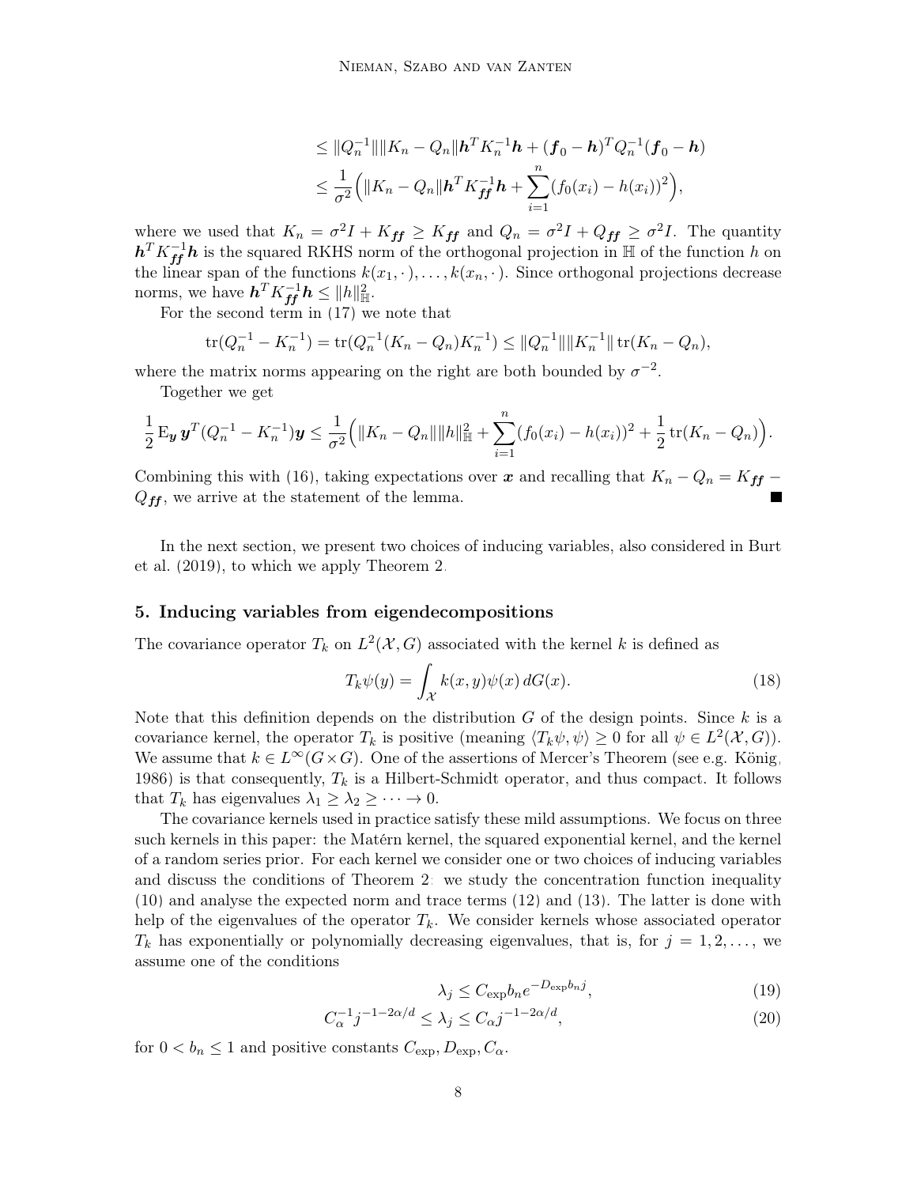$$
\begin{aligned}
&\leq \|Q_n^{-1}\| \|K_n - Q_n\| \boldsymbol{h}^T K_n^{-1} \boldsymbol{h} + (\boldsymbol{f}_0 - \boldsymbol{h})^T Q_n^{-1} (\boldsymbol{f}_0 - \boldsymbol{h}) \\
&\leq \frac{1}{\sigma^2} \Big( \|K_n - Q_n\| \boldsymbol{h}^T K_{\boldsymbol{ff}}^{-1} \boldsymbol{h} + \sum_{i=1}^n (f_0(x_i) - h(x_i))^2 \Big),
\end{aligned}
$$

where we used that $K_n = \sigma^2 I + K_{\boldsymbol{ff}} \geq K_{\boldsymbol{ff}}$ and $Q_n = \sigma^2 I + Q_{\boldsymbol{ff}} \geq \sigma^2 I$. The quantity $\boldsymbol{h}^T K_{\boldsymbol{ff}}^{-1} \boldsymbol{h}$ is the squared RKHS norm of the orthogonal projection in $\mathbb{H}$ of the function $h$ on the linear span of the functions $k(x_1, \cdot), \ldots, k(x_n, \cdot)$. Since orthogonal projections decrease norms, we have $\boldsymbol{h}^T K_{\boldsymbol{ff}}^{-1} \boldsymbol{h} \leq \|h\|_{\mathbb{H}}^2$.

For the second term in (17) we note that

$$
\operatorname{tr}(Q_n^{-1} - K_n^{-1}) = \operatorname{tr}(Q_n^{-1}(K_n - Q_n) K_n^{-1}) \leq \|Q_n^{-1}\| \|K_n^{-1}\| \operatorname{tr}(K_n - Q_n),
$$

where the matrix norms appearing on the right are both bounded by $\sigma^{-2}$.

Together we get

$$
\frac{1}{2} \operatorname{E}_{\boldsymbol{y}} \boldsymbol{y}^T (Q_n^{-1} - K_n^{-1}) \boldsymbol{y} \leq \frac{1}{\sigma^2} \Big( \|K_n - Q_n\| \|h\|_{\mathbb{H}}^2 + \sum_{i=1}^n (f_0(x_i) - h(x_i))^2 + \frac{1}{2} \operatorname{tr}(K_n - Q_n) \Big).
$$

Combining this with (16), taking expectations over $\boldsymbol{x}$ and recalling that $K_n - Q_n = K_{\boldsymbol{ff}} - Q_{\boldsymbol{ff}}$, we arrive at the statement of the lemma. ∎

In the next section, we present two choices of inducing variables, also considered in Burt et al. (2019), to which we apply Theorem 2.

## 5. Inducing variables from eigendecompositions

The covariance operator $T_k$ on $L^2(\mathcal{X}, G)$ associated with the kernel $k$ is defined as

$$
T_k \psi(y) = \int_{\mathcal{X}} k(x, y) \psi(x) \, dG(x). \tag{18}
$$

Note that this definition depends on the distribution $G$ of the design points. Since $k$ is a covariance kernel, the operator $T_k$ is positive (meaning $\langle T_k \psi, \psi \rangle \geq 0$ for all $\psi \in L^2(\mathcal{X}, G)$). We assume that $k \in L^\infty(G \times G)$. One of the assertions of Mercer's Theorem (see e.g. König, 1986) is that consequently, $T_k$ is a Hilbert-Schmidt operator, and thus compact. It follows that $T_k$ has eigenvalues $\lambda_1 \geq \lambda_2 \geq \cdots \to 0$.

The covariance kernels used in practice satisfy these mild assumptions. We focus on three such kernels in this paper: the Matérn kernel, the squared exponential kernel, and the kernel of a random series prior. For each kernel we consider one or two choices of inducing variables and discuss the conditions of Theorem 2: we study the concentration function inequality (10) and analyse the expected norm and trace terms (12) and (13). The latter is done with help of the eigenvalues of the operator $T_k$. We consider kernels whose associated operator $T_k$ has exponentially or polynomially decreasing eigenvalues, that is, for $j = 1, 2, \ldots$, we assume one of the conditions

$$
\lambda_j \leq C_{\exp} b_n e^{-D_{\exp} b_n j}, \tag{19}
$$

$$
C_\alpha^{-1} j^{-1-2\alpha/d} \leq \lambda_j \leq C_\alpha j^{-1-2\alpha/d}, \tag{20}
$$

for $0 < b_n \leq 1$ and positive constants $C_{\exp}, D_{\exp}, C_\alpha$.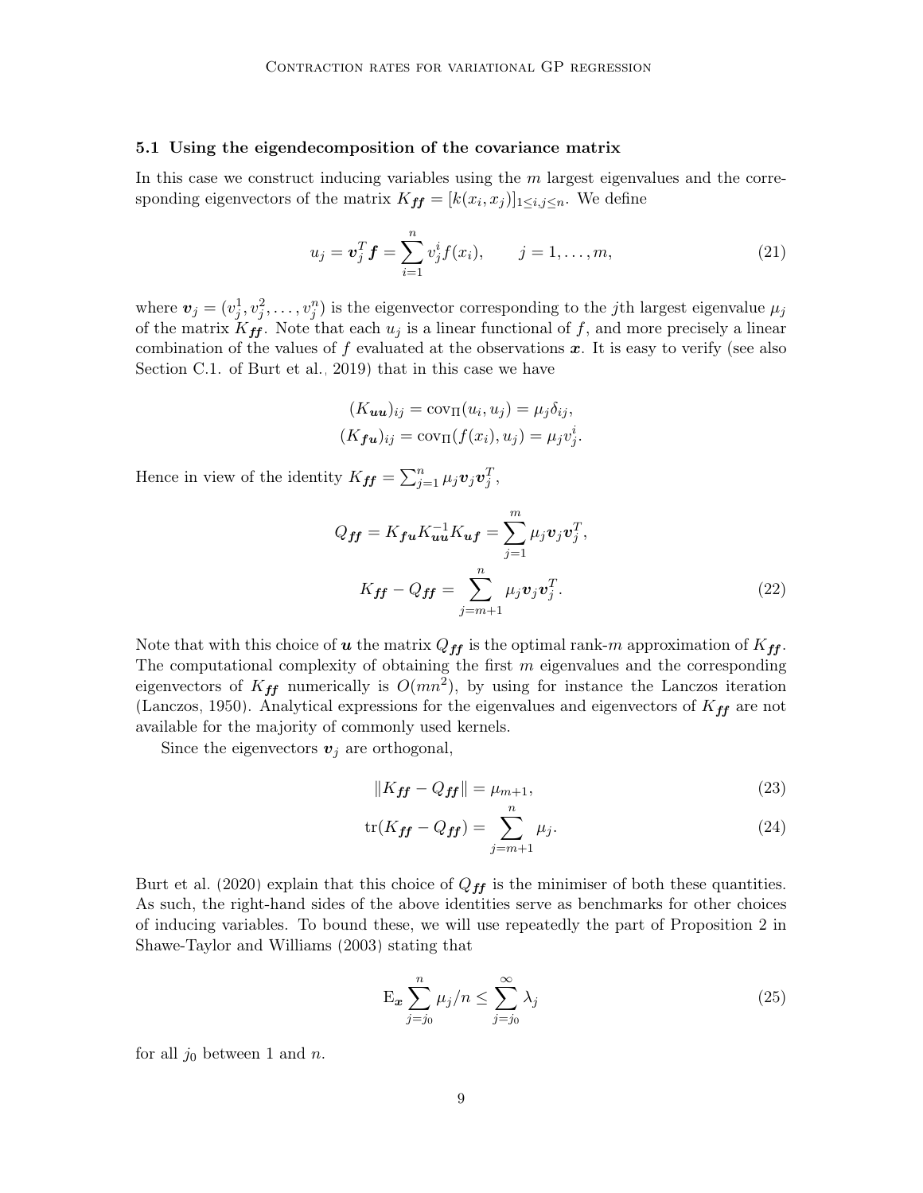### 5.1 Using the eigendecomposition of the covariance matrix

In this case we construct inducing variables using the $m$ largest eigenvalues and the corresponding eigenvectors of the matrix $K_{\boldsymbol{ff}} = [k(x_i, x_j)]_{1 \le i,j \le n}$. We define

$$u_j = \boldsymbol{v}_j^T \boldsymbol{f} = \sum_{i=1}^{n} v_j^i f(x_i), \qquad j = 1, \ldots, m, \tag{21}$$

where $\boldsymbol{v}_j = (v_j^1, v_j^2, \ldots, v_j^n)$ is the eigenvector corresponding to the $j$th largest eigenvalue $\mu_j$ of the matrix $K_{\boldsymbol{ff}}$. Note that each $u_j$ is a linear functional of $f$, and more precisely a linear combination of the values of $f$ evaluated at the observations $\boldsymbol{x}$. It is easy to verify (see also Section C.1. of Burt et al., 2019) that in this case we have

$$(K_{\boldsymbol{uu}})_{ij} = \mathrm{cov}_{\Pi}(u_i, u_j) = \mu_j \delta_{ij},$$
$$(K_{\boldsymbol{fu}})_{ij} = \mathrm{cov}_{\Pi}(f(x_i), u_j) = \mu_j v_j^i.$$

Hence in view of the identity $K_{\boldsymbol{ff}} = \sum_{j=1}^{n} \mu_j \boldsymbol{v}_j \boldsymbol{v}_j^T$,

$$Q_{\boldsymbol{ff}} = K_{\boldsymbol{fu}} K_{\boldsymbol{uu}}^{-1} K_{\boldsymbol{uf}} = \sum_{j=1}^{m} \mu_j \boldsymbol{v}_j \boldsymbol{v}_j^T,$$
$$K_{\boldsymbol{ff}} - Q_{\boldsymbol{ff}} = \sum_{j=m+1}^{n} \mu_j \boldsymbol{v}_j \boldsymbol{v}_j^T. \tag{22}$$

Note that with this choice of $\boldsymbol{u}$ the matrix $Q_{\boldsymbol{ff}}$ is the optimal rank-$m$ approximation of $K_{\boldsymbol{ff}}$. The computational complexity of obtaining the first $m$ eigenvalues and the corresponding eigenvectors of $K_{\boldsymbol{ff}}$ numerically is $O(mn^2)$, by using for instance the Lanczos iteration (Lanczos, 1950). Analytical expressions for the eigenvalues and eigenvectors of $K_{\boldsymbol{ff}}$ are not available for the majority of commonly used kernels.

Since the eigenvectors $\boldsymbol{v}_j$ are orthogonal,

$$\|K_{\boldsymbol{ff}} - Q_{\boldsymbol{ff}}\| = \mu_{m+1}, \tag{23}$$
$$\mathrm{tr}(K_{\boldsymbol{ff}} - Q_{\boldsymbol{ff}}) = \sum_{j=m+1}^{n} \mu_j. \tag{24}$$

Burt et al. (2020) explain that this choice of $Q_{\boldsymbol{ff}}$ is the minimiser of both these quantities. As such, the right-hand sides of the above identities serve as benchmarks for other choices of inducing variables. To bound these, we will use repeatedly the part of Proposition 2 in Shawe-Taylor and Williams (2003) stating that

$$\mathrm{E}_{\boldsymbol{x}} \sum_{j=j_0}^{n} \mu_j / n \le \sum_{j=j_0}^{\infty} \lambda_j \tag{25}$$

for all $j_0$ between 1 and $n$.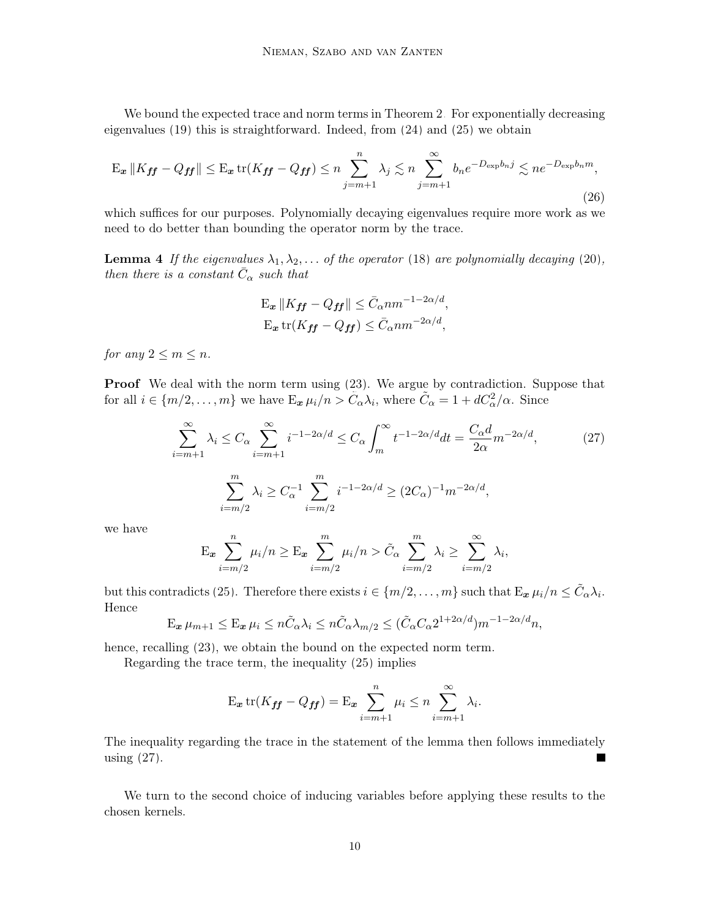We bound the expected trace and norm terms in Theorem 2. For exponentially decreasing eigenvalues (19) this is straightforward. Indeed, from (24) and (25) we obtain

$$\mathrm{E}_{\boldsymbol{x}} \|K_{\boldsymbol{ff}} - Q_{\boldsymbol{ff}}\| \leq \mathrm{E}_{\boldsymbol{x}} \operatorname{tr}(K_{\boldsymbol{ff}} - Q_{\boldsymbol{ff}}) \leq n \sum_{j=m+1}^{n} \lambda_j \lesssim n \sum_{j=m+1}^{\infty} b_n e^{-D_{\exp} b_n j} \lesssim n e^{-D_{\exp} b_n m}, \tag{26}$$

which suffices for our purposes. Polynomially decaying eigenvalues require more work as we need to do better than bounding the operator norm by the trace.

**Lemma 4** *If the eigenvalues $\lambda_1, \lambda_2, \ldots$ of the operator* (18) *are polynomially decaying* (20)*, then there is a constant $\bar{C}_\alpha$ such that*

$$\mathrm{E}_{\boldsymbol{x}} \|K_{\boldsymbol{ff}} - Q_{\boldsymbol{ff}}\| \leq \bar{C}_\alpha n m^{-1-2\alpha/d},$$
$$\mathrm{E}_{\boldsymbol{x}} \operatorname{tr}(K_{\boldsymbol{ff}} - Q_{\boldsymbol{ff}}) \leq \bar{C}_\alpha n m^{-2\alpha/d},$$

*for any $2 \leq m \leq n$.*

**Proof** We deal with the norm term using (23). We argue by contradiction. Suppose that for all $i \in \{m/2, \ldots, m\}$ we have $\mathrm{E}_{\boldsymbol{x}} \mu_i / n > \tilde{C}_\alpha \lambda_i$, where $\tilde{C}_\alpha = 1 + dC_\alpha^2/\alpha$. Since

$$\sum_{i=m+1}^{\infty} \lambda_i \leq C_\alpha \sum_{i=m+1}^{\infty} i^{-1-2\alpha/d} \leq C_\alpha \int_m^\infty t^{-1-2\alpha/d} dt = \frac{C_\alpha d}{2\alpha} m^{-2\alpha/d}, \tag{27}$$

$$\sum_{i=m/2}^{m} \lambda_i \geq C_\alpha^{-1} \sum_{i=m/2}^{m} i^{-1-2\alpha/d} \geq (2C_\alpha)^{-1} m^{-2\alpha/d},$$

we have

$$\mathrm{E}_{\boldsymbol{x}} \sum_{i=m/2}^{n} \mu_i / n \geq \mathrm{E}_{\boldsymbol{x}} \sum_{i=m/2}^{m} \mu_i / n > \tilde{C}_\alpha \sum_{i=m/2}^{m} \lambda_i \geq \sum_{i=m/2}^{\infty} \lambda_i,$$

but this contradicts (25). Therefore there exists $i \in \{m/2, \ldots, m\}$ such that $\mathrm{E}_{\boldsymbol{x}} \mu_i / n \leq \tilde{C}_\alpha \lambda_i$. Hence

$$\mathrm{E}_{\boldsymbol{x}} \mu_{m+1} \leq \mathrm{E}_{\boldsymbol{x}} \mu_i \leq n \tilde{C}_\alpha \lambda_i \leq n \tilde{C}_\alpha \lambda_{m/2} \leq (\tilde{C}_\alpha C_\alpha 2^{1+2\alpha/d}) m^{-1-2\alpha/d} n,$$

hence, recalling (23), we obtain the bound on the expected norm term.

Regarding the trace term, the inequality (25) implies

$$\mathrm{E}_{\boldsymbol{x}} \operatorname{tr}(K_{\boldsymbol{ff}} - Q_{\boldsymbol{ff}}) = \mathrm{E}_{\boldsymbol{x}} \sum_{i=m+1}^{n} \mu_i \leq n \sum_{i=m+1}^{\infty} \lambda_i.$$

The inequality regarding the trace in the statement of the lemma then follows immediately using (27). ∎

We turn to the second choice of inducing variables before applying these results to the chosen kernels.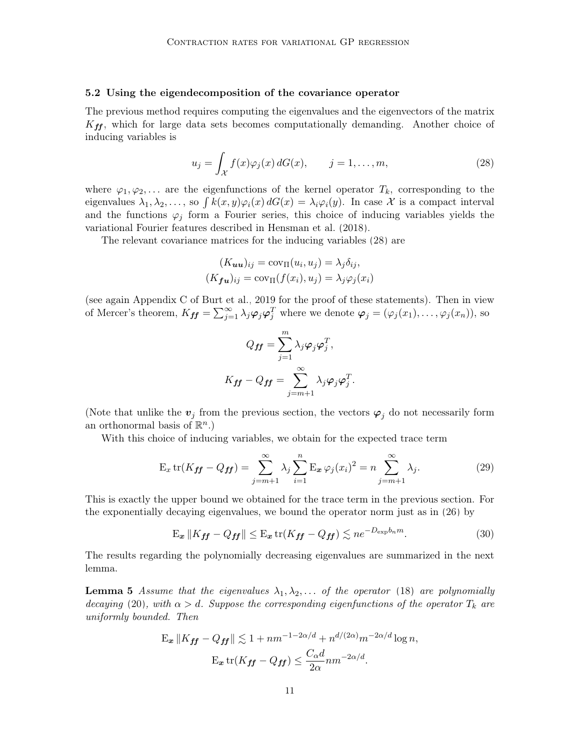### 5.2 Using the eigendecomposition of the covariance operator

The previous method requires computing the eigenvalues and the eigenvectors of the matrix $K_{\boldsymbol{ff}}$, which for large data sets becomes computationally demanding. Another choice of inducing variables is

$$u_j = \int_{\mathcal{X}} f(x)\varphi_j(x)\, dG(x), \qquad j = 1, \ldots, m, \tag{28}$$

where $\varphi_1, \varphi_2, \ldots$ are the eigenfunctions of the kernel operator $T_k$, corresponding to the eigenvalues $\lambda_1, \lambda_2, \ldots$, so $\int k(x,y)\varphi_i(x)\, dG(x) = \lambda_i \varphi_i(y)$. In case $\mathcal{X}$ is a compact interval and the functions $\varphi_j$ form a Fourier series, this choice of inducing variables yields the variational Fourier features described in Hensman et al. (2018).

The relevant covariance matrices for the inducing variables (28) are

$$(K_{\boldsymbol{uu}})_{ij} = \mathrm{cov}_\Pi(u_i, u_j) = \lambda_j \delta_{ij},$$
$$(K_{\boldsymbol{fu}})_{ij} = \mathrm{cov}_\Pi(f(x_i), u_j) = \lambda_j \varphi_j(x_i)$$

(see again Appendix C of Burt et al., 2019 for the proof of these statements). Then in view of Mercer's theorem, $K_{\boldsymbol{ff}} = \sum_{j=1}^\infty \lambda_j \boldsymbol{\varphi}_j \boldsymbol{\varphi}_j^T$ where we denote $\boldsymbol{\varphi}_j = (\varphi_j(x_1), \ldots, \varphi_j(x_n))$, so

$$Q_{\boldsymbol{ff}} = \sum_{j=1}^m \lambda_j \boldsymbol{\varphi}_j \boldsymbol{\varphi}_j^T,$$
$$K_{\boldsymbol{ff}} - Q_{\boldsymbol{ff}} = \sum_{j=m+1}^\infty \lambda_j \boldsymbol{\varphi}_j \boldsymbol{\varphi}_j^T.$$

(Note that unlike the $\boldsymbol{v}_j$ from the previous section, the vectors $\boldsymbol{\varphi}_j$ do not necessarily form an orthonormal basis of $\mathbb{R}^n$.)

With this choice of inducing variables, we obtain for the expected trace term

$$\mathrm{E}_x \operatorname{tr}(K_{\boldsymbol{ff}} - Q_{\boldsymbol{ff}}) = \sum_{j=m+1}^\infty \lambda_j \sum_{i=1}^n \mathrm{E}_{\boldsymbol{x}}\, \varphi_j(x_i)^2 = n \sum_{j=m+1}^\infty \lambda_j. \tag{29}$$

This is exactly the upper bound we obtained for the trace term in the previous section. For the exponentially decaying eigenvalues, we bound the operator norm just as in (26) by

$$\mathrm{E}_{\boldsymbol{x}} \|K_{\boldsymbol{ff}} - Q_{\boldsymbol{ff}}\| \le \mathrm{E}_{\boldsymbol{x}} \operatorname{tr}(K_{\boldsymbol{ff}} - Q_{\boldsymbol{ff}}) \lesssim n e^{-D_{\exp} b_n m}. \tag{30}$$

The results regarding the polynomially decreasing eigenvalues are summarized in the next lemma.

**Lemma 5** *Assume that the eigenvalues $\lambda_1, \lambda_2, \ldots$ of the operator (18) are polynomially decaying (20), with $\alpha > d$. Suppose the corresponding eigenfunctions of the operator $T_k$ are uniformly bounded. Then*

$$\mathrm{E}_{\boldsymbol{x}} \|K_{\boldsymbol{ff}} - Q_{\boldsymbol{ff}}\| \lesssim 1 + n m^{-1-2\alpha/d} + n^{d/(2\alpha)} m^{-2\alpha/d} \log n,$$
$$\mathrm{E}_{\boldsymbol{x}} \operatorname{tr}(K_{\boldsymbol{ff}} - Q_{\boldsymbol{ff}}) \le \frac{C_\alpha d}{2\alpha} n m^{-2\alpha/d}.$$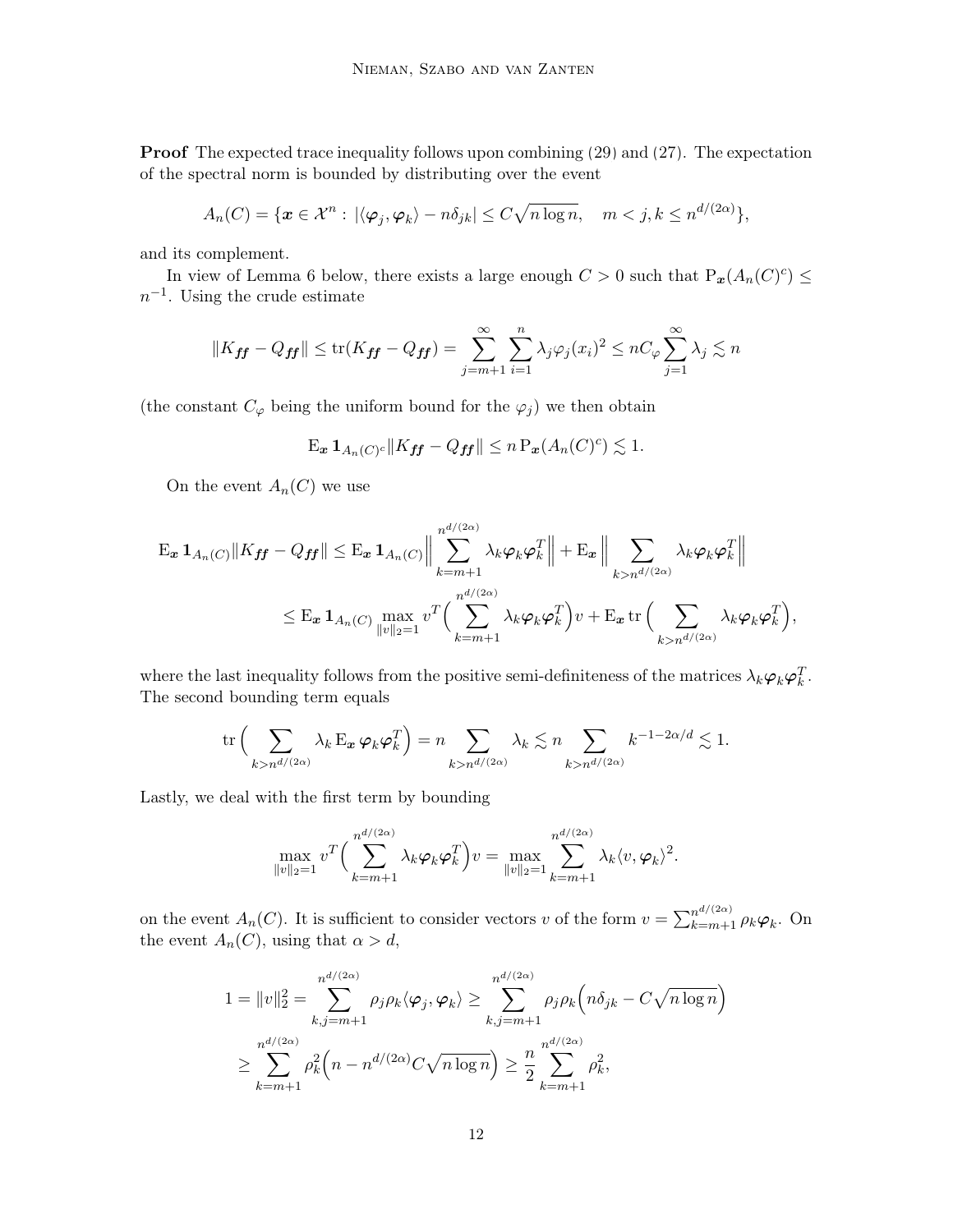**Proof** The expected trace inequality follows upon combining (29) and (27). The expectation of the spectral norm is bounded by distributing over the event

$$A_n(C) = \{\boldsymbol{x} \in \mathcal{X}^n : \, |\langle \boldsymbol{\varphi}_j, \boldsymbol{\varphi}_k \rangle - n\delta_{jk}| \leq C\sqrt{n \log n}, \quad m < j, k \leq n^{d/(2\alpha)}\},$$

and its complement.

In view of Lemma 6 below, there exists a large enough $C > 0$ such that $\mathrm{P}_{\boldsymbol{x}}(A_n(C)^c) \leq n^{-1}$. Using the crude estimate

$$\|K_{\boldsymbol{ff}} - Q_{\boldsymbol{ff}}\| \leq \mathrm{tr}(K_{\boldsymbol{ff}} - Q_{\boldsymbol{ff}}) = \sum_{j=m+1}^{\infty} \sum_{i=1}^{n} \lambda_j \varphi_j(x_i)^2 \leq n C_\varphi \sum_{j=1}^{\infty} \lambda_j \lesssim n$$

(the constant $C_\varphi$ being the uniform bound for the $\varphi_j$) we then obtain

$$\mathrm{E}_{\boldsymbol{x}} \, \mathbf{1}_{A_n(C)^c} \|K_{\boldsymbol{ff}} - Q_{\boldsymbol{ff}}\| \leq n \, \mathrm{P}_{\boldsymbol{x}}(A_n(C)^c) \lesssim 1.$$

On the event $A_n(C)$ we use

$$\begin{aligned}
\mathrm{E}_{\boldsymbol{x}} \, \mathbf{1}_{A_n(C)} \|K_{\boldsymbol{ff}} - Q_{\boldsymbol{ff}}\| &\leq \mathrm{E}_{\boldsymbol{x}} \, \mathbf{1}_{A_n(C)} \Big\| \sum_{k=m+1}^{n^{d/(2\alpha)}} \lambda_k \boldsymbol{\varphi}_k \boldsymbol{\varphi}_k^T \Big\| + \mathrm{E}_{\boldsymbol{x}} \Big\| \sum_{k > n^{d/(2\alpha)}} \lambda_k \boldsymbol{\varphi}_k \boldsymbol{\varphi}_k^T \Big\| \\
&\leq \mathrm{E}_{\boldsymbol{x}} \, \mathbf{1}_{A_n(C)} \max_{\|v\|_2 = 1} v^T \Big( \sum_{k=m+1}^{n^{d/(2\alpha)}} \lambda_k \boldsymbol{\varphi}_k \boldsymbol{\varphi}_k^T \Big) v + \mathrm{E}_{\boldsymbol{x}} \, \mathrm{tr} \Big( \sum_{k > n^{d/(2\alpha)}} \lambda_k \boldsymbol{\varphi}_k \boldsymbol{\varphi}_k^T \Big),
\end{aligned}$$

where the last inequality follows from the positive semi-definiteness of the matrices $\lambda_k \boldsymbol{\varphi}_k \boldsymbol{\varphi}_k^T$. The second bounding term equals

$$\mathrm{tr} \Big( \sum_{k > n^{d/(2\alpha)}} \lambda_k \, \mathrm{E}_{\boldsymbol{x}} \, \boldsymbol{\varphi}_k \boldsymbol{\varphi}_k^T \Big) = n \sum_{k > n^{d/(2\alpha)}} \lambda_k \lesssim n \sum_{k > n^{d/(2\alpha)}} k^{-1-2\alpha/d} \lesssim 1.$$

Lastly, we deal with the first term by bounding

$$\max_{\|v\|_2 = 1} v^T \Big( \sum_{k=m+1}^{n^{d/(2\alpha)}} \lambda_k \boldsymbol{\varphi}_k \boldsymbol{\varphi}_k^T \Big) v = \max_{\|v\|_2 = 1} \sum_{k=m+1}^{n^{d/(2\alpha)}} \lambda_k \langle v, \boldsymbol{\varphi}_k \rangle^2.$$

on the event $A_n(C)$. It is sufficient to consider vectors $v$ of the form $v = \sum_{k=m+1}^{n^{d/(2\alpha)}} \rho_k \boldsymbol{\varphi}_k$. On the event $A_n(C)$, using that $\alpha > d$,

$$\begin{aligned}
1 = \|v\|_2^2 &= \sum_{k,j=m+1}^{n^{d/(2\alpha)}} \rho_j \rho_k \langle \boldsymbol{\varphi}_j, \boldsymbol{\varphi}_k \rangle \geq \sum_{k,j=m+1}^{n^{d/(2\alpha)}} \rho_j \rho_k \Big( n\delta_{jk} - C\sqrt{n \log n} \Big) \\
&\geq \sum_{k=m+1}^{n^{d/(2\alpha)}} \rho_k^2 \Big( n - n^{d/(2\alpha)} C \sqrt{n \log n} \Big) \geq \frac{n}{2} \sum_{k=m+1}^{n^{d/(2\alpha)}} \rho_k^2,
\end{aligned}$$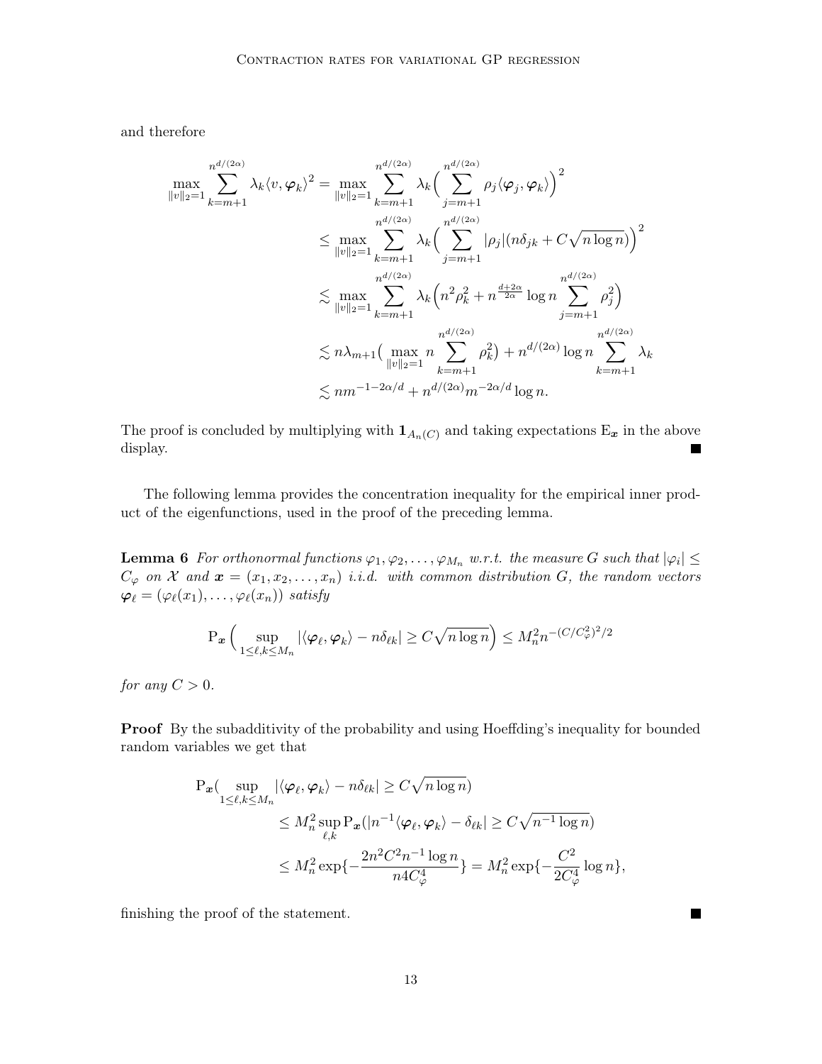and therefore

$$
\begin{aligned}
\max_{\|v\|_2=1} \sum_{k=m+1}^{n^{d/(2\alpha)}} \lambda_k \langle v, \boldsymbol{\varphi}_k \rangle^2 &= \max_{\|v\|_2=1} \sum_{k=m+1}^{n^{d/(2\alpha)}} \lambda_k \Big( \sum_{j=m+1}^{n^{d/(2\alpha)}} \rho_j \langle \boldsymbol{\varphi}_j, \boldsymbol{\varphi}_k \rangle \Big)^2 \\
&\leq \max_{\|v\|_2=1} \sum_{k=m+1}^{n^{d/(2\alpha)}} \lambda_k \Big( \sum_{j=m+1}^{n^{d/(2\alpha)}} |\rho_j| (n\delta_{jk} + C\sqrt{n \log n}) \Big)^2 \\
&\lesssim \max_{\|v\|_2=1} \sum_{k=m+1}^{n^{d/(2\alpha)}} \lambda_k \Big( n^2 \rho_k^2 + n^{\frac{d+2\alpha}{2\alpha}} \log n \sum_{j=m+1}^{n^{d/(2\alpha)}} \rho_j^2 \Big) \\
&\lesssim n\lambda_{m+1} \big( \max_{\|v\|_2=1} n \sum_{k=m+1}^{n^{d/(2\alpha)}} \rho_k^2 \big) + n^{d/(2\alpha)} \log n \sum_{k=m+1}^{n^{d/(2\alpha)}} \lambda_k \\
&\lesssim n m^{-1-2\alpha/d} + n^{d/(2\alpha)} m^{-2\alpha/d} \log n.
\end{aligned}
$$

The proof is concluded by multiplying with $\mathbf{1}_{A_n(C)}$ and taking expectations $\mathrm{E}_{\boldsymbol{x}}$ in the above display. ■

The following lemma provides the concentration inequality for the empirical inner product of the eigenfunctions, used in the proof of the preceding lemma.

**Lemma 6** *For orthonormal functions $\varphi_1, \varphi_2, \ldots, \varphi_{M_n}$ w.r.t. the measure $G$ such that $|\varphi_i| \leq C_\varphi$ on $\mathcal{X}$ and $\boldsymbol{x} = (x_1, x_2, \ldots, x_n)$ i.i.d. with common distribution $G$, the random vectors $\boldsymbol{\varphi}_\ell = (\varphi_\ell(x_1), \ldots, \varphi_\ell(x_n))$ satisfy*

$$
\mathrm{P}_{\boldsymbol{x}} \Big( \sup_{1 \leq \ell, k \leq M_n} |\langle \boldsymbol{\varphi}_\ell, \boldsymbol{\varphi}_k \rangle - n\delta_{\ell k}| \geq C\sqrt{n \log n} \Big) \leq M_n^2 n^{-(C/C_\varphi^2)^2/2}
$$

*for any $C > 0$.*

**Proof** By the subadditivity of the probability and using Hoeffding's inequality for bounded random variables we get that

$$
\begin{aligned}
\mathrm{P}_{\boldsymbol{x}} (& \sup_{1 \leq \ell, k \leq M_n} |\langle \boldsymbol{\varphi}_\ell, \boldsymbol{\varphi}_k \rangle - n\delta_{\ell k}| \geq C\sqrt{n \log n}) \\
&\leq M_n^2 \sup_{\ell, k} \mathrm{P}_{\boldsymbol{x}} (|n^{-1} \langle \boldsymbol{\varphi}_\ell, \boldsymbol{\varphi}_k \rangle - \delta_{\ell k}| \geq C\sqrt{n^{-1} \log n}) \\
&\leq M_n^2 \exp\{-\frac{2n^2 C^2 n^{-1} \log n}{n 4 C_\varphi^4}\} = M_n^2 \exp\{-\frac{C^2}{2C_\varphi^4} \log n\},
\end{aligned}
$$

finishing the proof of the statement. ■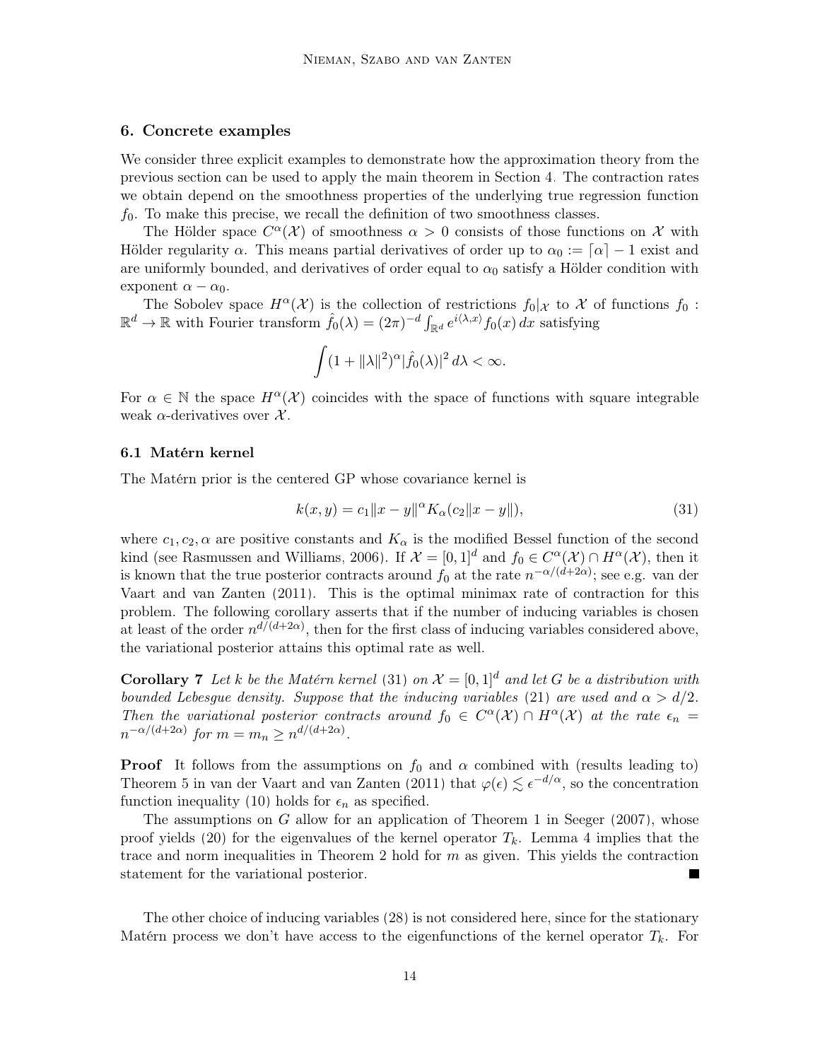## 6. Concrete examples

We consider three explicit examples to demonstrate how the approximation theory from the previous section can be used to apply the main theorem in Section 4. The contraction rates we obtain depend on the smoothness properties of the underlying true regression function $f_0$. To make this precise, we recall the definition of two smoothness classes.

The Hölder space $C^\alpha(\mathcal{X})$ of smoothness $\alpha > 0$ consists of those functions on $\mathcal{X}$ with Hölder regularity $\alpha$. This means partial derivatives of order up to $\alpha_0 := \lceil \alpha \rceil - 1$ exist and are uniformly bounded, and derivatives of order equal to $\alpha_0$ satisfy a Hölder condition with exponent $\alpha - \alpha_0$.

The Sobolev space $H^\alpha(\mathcal{X})$ is the collection of restrictions $f_0|_\mathcal{X}$ to $\mathcal{X}$ of functions $f_0 : \mathbb{R}^d \to \mathbb{R}$ with Fourier transform $\hat{f}_0(\lambda) = (2\pi)^{-d} \int_{\mathbb{R}^d} e^{i\langle \lambda, x\rangle} f_0(x)\, dx$ satisfying

$$\int (1 + \|\lambda\|^2)^\alpha |\hat{f}_0(\lambda)|^2 \, d\lambda < \infty.$$

For $\alpha \in \mathbb{N}$ the space $H^\alpha(\mathcal{X})$ coincides with the space of functions with square integrable weak $\alpha$-derivatives over $\mathcal{X}$.

### 6.1 Matérn kernel

The Matérn prior is the centered GP whose covariance kernel is

$$k(x, y) = c_1 \|x - y\|^\alpha K_\alpha(c_2 \|x - y\|), \tag{31}$$

where $c_1, c_2, \alpha$ are positive constants and $K_\alpha$ is the modified Bessel function of the second kind (see Rasmussen and Williams, 2006). If $\mathcal{X} = [0, 1]^d$ and $f_0 \in C^\alpha(\mathcal{X}) \cap H^\alpha(\mathcal{X})$, then it is known that the true posterior contracts around $f_0$ at the rate $n^{-\alpha/(d+2\alpha)}$; see e.g. van der Vaart and van Zanten (2011). This is the optimal minimax rate of contraction for this problem. The following corollary asserts that if the number of inducing variables is chosen at least of the order $n^{d/(d+2\alpha)}$, then for the first class of inducing variables considered above, the variational posterior attains this optimal rate as well.

**Corollary 7** *Let $k$ be the Matérn kernel* (31) *on $\mathcal{X} = [0, 1]^d$ and let $G$ be a distribution with bounded Lebesgue density. Suppose that the inducing variables* (21) *are used and $\alpha > d/2$. Then the variational posterior contracts around $f_0 \in C^\alpha(\mathcal{X}) \cap H^\alpha(\mathcal{X})$ at the rate $\epsilon_n = n^{-\alpha/(d+2\alpha)}$ for $m = m_n \geq n^{d/(d+2\alpha)}$.*

**Proof** It follows from the assumptions on $f_0$ and $\alpha$ combined with (results leading to) Theorem 5 in van der Vaart and van Zanten (2011) that $\varphi(\epsilon) \lesssim \epsilon^{-d/\alpha}$, so the concentration function inequality (10) holds for $\epsilon_n$ as specified.

The assumptions on $G$ allow for an application of Theorem 1 in Seeger (2007), whose proof yields (20) for the eigenvalues of the kernel operator $T_k$. Lemma 4 implies that the trace and norm inequalities in Theorem 2 hold for $m$ as given. This yields the contraction statement for the variational posterior. ∎

The other choice of inducing variables (28) is not considered here, since for the stationary Matérn process we don't have access to the eigenfunctions of the kernel operator $T_k$. For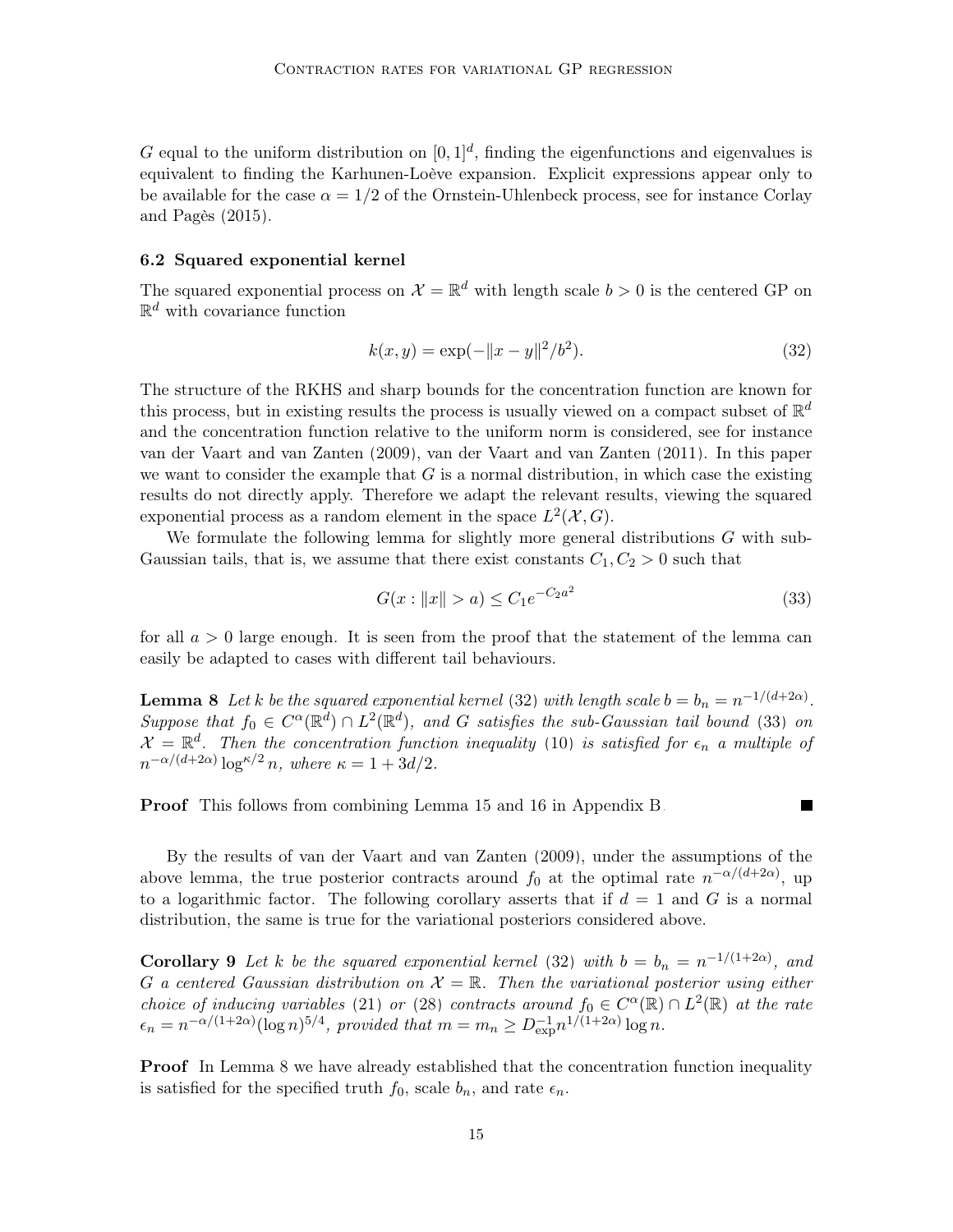$G$ equal to the uniform distribution on $[0, 1]^d$, finding the eigenfunctions and eigenvalues is equivalent to finding the Karhunen-Loève expansion. Explicit expressions appear only to be available for the case $\alpha = 1/2$ of the Ornstein-Uhlenbeck process, see for instance Corlay and Pagès (2015).

### 6.2 Squared exponential kernel

The squared exponential process on $\mathcal{X} = \mathbb{R}^d$ with length scale $b > 0$ is the centered GP on $\mathbb{R}^d$ with covariance function

$$k(x, y) = \exp(-\|x - y\|^2/b^2). \tag{32}$$

The structure of the RKHS and sharp bounds for the concentration function are known for this process, but in existing results the process is usually viewed on a compact subset of $\mathbb{R}^d$ and the concentration function relative to the uniform norm is considered, see for instance van der Vaart and van Zanten (2009), van der Vaart and van Zanten (2011). In this paper we want to consider the example that $G$ is a normal distribution, in which case the existing results do not directly apply. Therefore we adapt the relevant results, viewing the squared exponential process as a random element in the space $L^2(\mathcal{X}, G)$.

We formulate the following lemma for slightly more general distributions $G$ with sub-Gaussian tails, that is, we assume that there exist constants $C_1, C_2 > 0$ such that

$$G(x : \|x\| > a) \leq C_1 e^{-C_2 a^2} \tag{33}$$

for all $a > 0$ large enough. It is seen from the proof that the statement of the lemma can easily be adapted to cases with different tail behaviours.

**Lemma 8** *Let $k$ be the squared exponential kernel* (32) *with length scale $b = b_n = n^{-1/(d+2\alpha)}$. Suppose that $f_0 \in C^\alpha(\mathbb{R}^d) \cap L^2(\mathbb{R}^d)$, and $G$ satisfies the sub-Gaussian tail bound* (33) *on $\mathcal{X} = \mathbb{R}^d$. Then the concentration function inequality* (10) *is satisfied for $\epsilon_n$ a multiple of $n^{-\alpha/(d+2\alpha)} \log^{\kappa/2} n$, where $\kappa = 1 + 3d/2$.*

**Proof** This follows from combining Lemma 15 and 16 in Appendix B. ∎

By the results of van der Vaart and van Zanten (2009), under the assumptions of the above lemma, the true posterior contracts around $f_0$ at the optimal rate $n^{-\alpha/(d+2\alpha)}$, up to a logarithmic factor. The following corollary asserts that if $d = 1$ and $G$ is a normal distribution, the same is true for the variational posteriors considered above.

**Corollary 9** *Let $k$ be the squared exponential kernel* (32) *with $b = b_n = n^{-1/(1+2\alpha)}$, and $G$ a centered Gaussian distribution on $\mathcal{X} = \mathbb{R}$. Then the variational posterior using either choice of inducing variables* (21) *or* (28) *contracts around $f_0 \in C^\alpha(\mathbb{R}) \cap L^2(\mathbb{R})$ at the rate $\epsilon_n = n^{-\alpha/(1+2\alpha)}(\log n)^{5/4}$, provided that $m = m_n \geq D_{\exp}^{-1} n^{1/(1+2\alpha)} \log n$.*

**Proof** In Lemma 8 we have already established that the concentration function inequality is satisfied for the specified truth $f_0$, scale $b_n$, and rate $\epsilon_n$.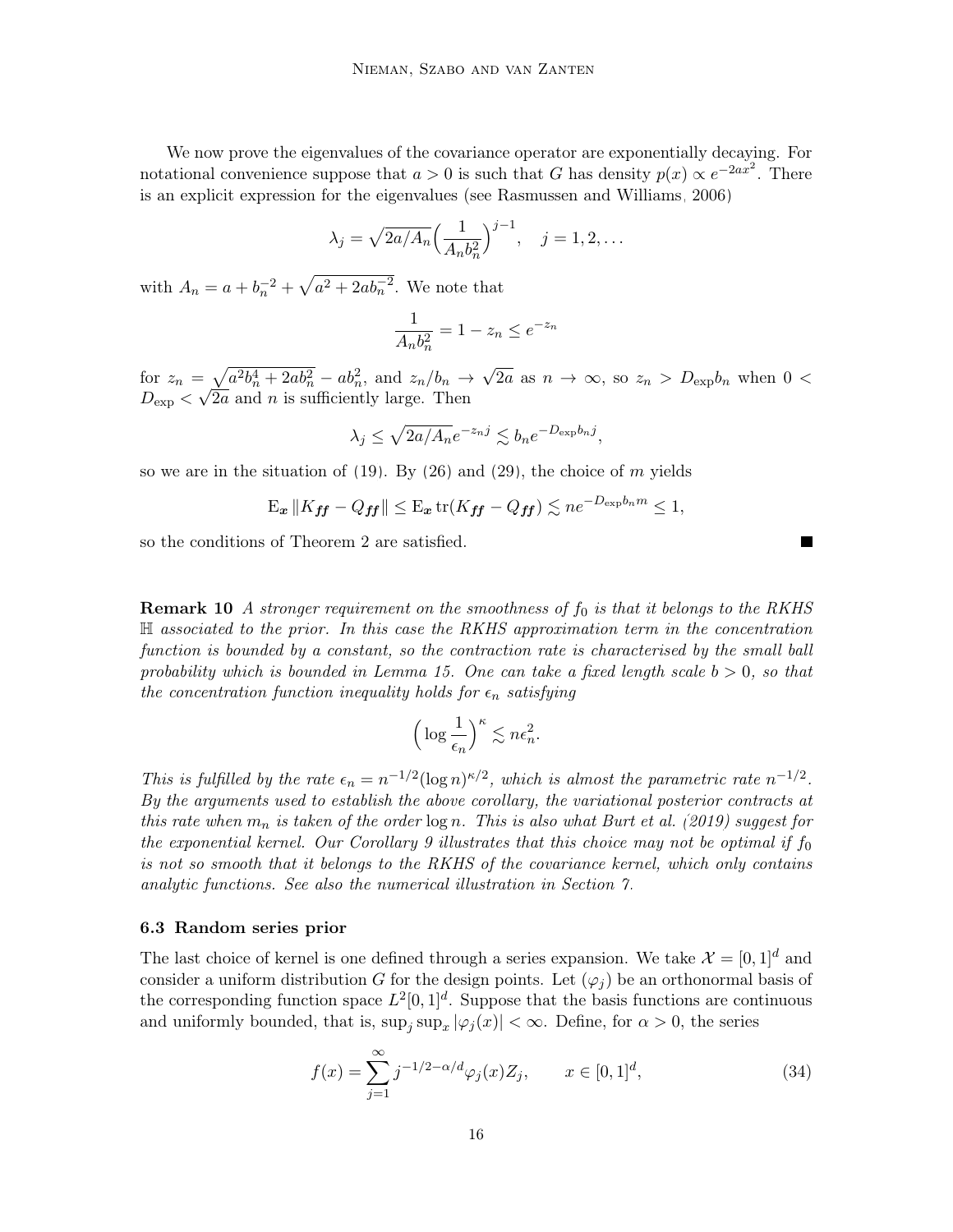We now prove the eigenvalues of the covariance operator are exponentially decaying. For notational convenience suppose that $a > 0$ is such that $G$ has density $p(x) \propto e^{-2ax^2}$. There is an explicit expression for the eigenvalues (see Rasmussen and Williams, 2006)

$$\lambda_j = \sqrt{2a/A_n}\Big(\frac{1}{A_n b_n^2}\Big)^{j-1}, \quad j = 1, 2, \ldots$$

with $A_n = a + b_n^{-2} + \sqrt{a^2 + 2ab_n^{-2}}$. We note that

$$\frac{1}{A_n b_n^2} = 1 - z_n \leq e^{-z_n}$$

for $z_n = \sqrt{a^2 b_n^4 + 2ab_n^2} - ab_n^2$, and $z_n / b_n \to \sqrt{2a}$ as $n \to \infty$, so $z_n > D_{\exp} b_n$ when $0 < D_{\exp} < \sqrt{2a}$ and $n$ is sufficiently large. Then

$$\lambda_j \leq \sqrt{2a/A_n} e^{-z_n j} \lesssim b_n e^{-D_{\exp} b_n j},$$

so we are in the situation of (19). By (26) and (29), the choice of $m$ yields

$$\mathrm{E}_{\boldsymbol{x}} \|K_{\boldsymbol{ff}} - Q_{\boldsymbol{ff}}\| \leq \mathrm{E}_{\boldsymbol{x}} \operatorname{tr}(K_{\boldsymbol{ff}} - Q_{\boldsymbol{ff}}) \lesssim n e^{-D_{\exp} b_n m} \leq 1,$$

so the conditions of Theorem 2 are satisfied. ∎

**Remark 10** *A stronger requirement on the smoothness of $f_0$ is that it belongs to the RKHS $\mathbb{H}$ associated to the prior. In this case the RKHS approximation term in the concentration function is bounded by a constant, so the contraction rate is characterised by the small ball probability which is bounded in Lemma 15. One can take a fixed length scale $b > 0$, so that the concentration function inequality holds for $\epsilon_n$ satisfying*

$$\Big(\log \frac{1}{\epsilon_n}\Big)^{\kappa} \lesssim n\epsilon_n^2.$$

*This is fulfilled by the rate $\epsilon_n = n^{-1/2}(\log n)^{\kappa/2}$, which is almost the parametric rate $n^{-1/2}$. By the arguments used to establish the above corollary, the variational posterior contracts at this rate when $m_n$ is taken of the order $\log n$. This is also what Burt et al. (2019) suggest for the exponential kernel. Our Corollary 9 illustrates that this choice may not be optimal if $f_0$ is not so smooth that it belongs to the RKHS of the covariance kernel, which only contains analytic functions. See also the numerical illustration in Section 7.*

### 6.3 Random series prior

The last choice of kernel is one defined through a series expansion. We take $\mathcal{X} = [0, 1]^d$ and consider a uniform distribution $G$ for the design points. Let $(\varphi_j)$ be an orthonormal basis of the corresponding function space $L^2[0, 1]^d$. Suppose that the basis functions are continuous and uniformly bounded, that is, $\sup_j \sup_x |\varphi_j(x)| < \infty$. Define, for $\alpha > 0$, the series

$$f(x) = \sum_{j=1}^{\infty} j^{-1/2-\alpha/d} \varphi_j(x) Z_j, \qquad x \in [0, 1]^d, \tag{34}$$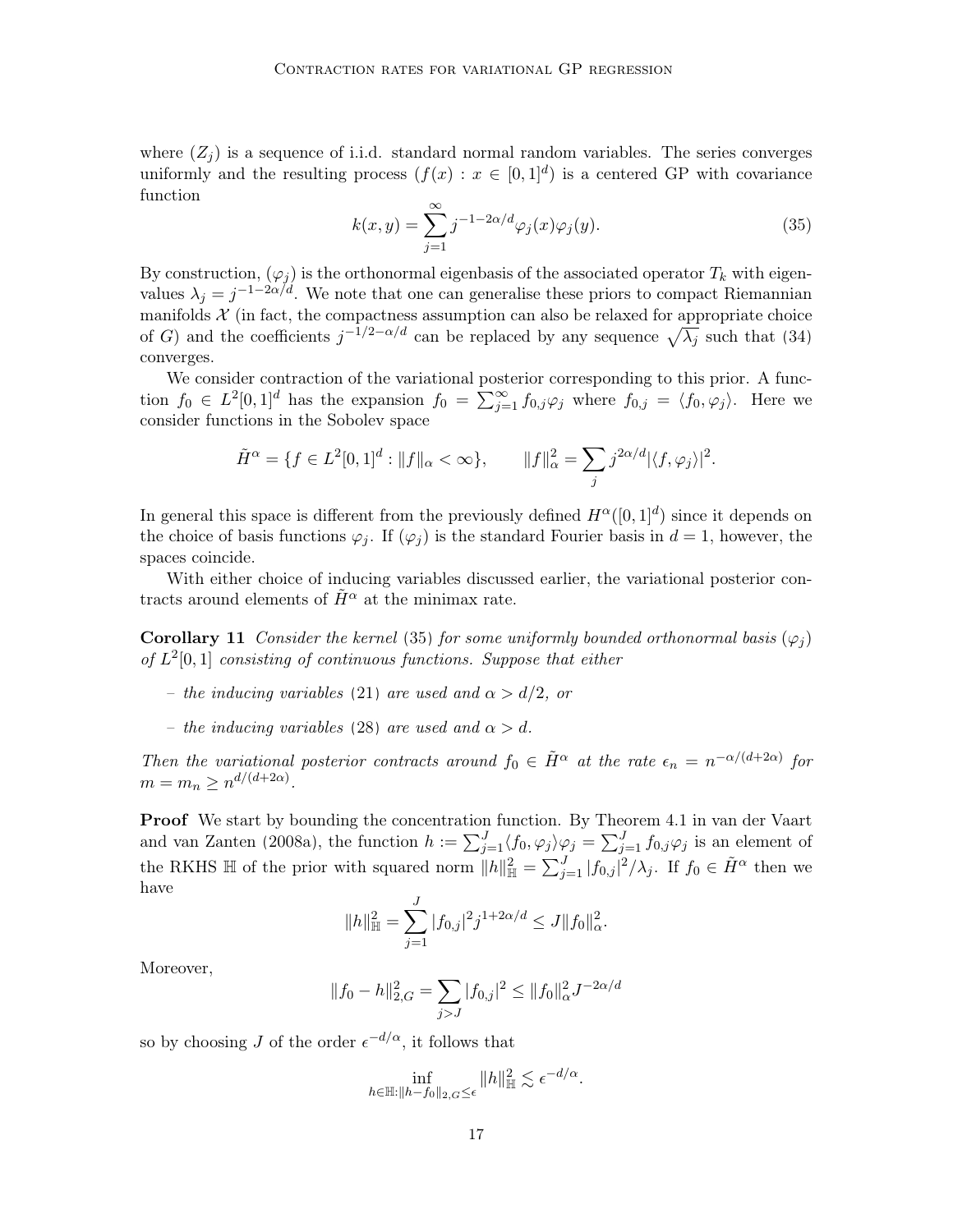where $(Z_j)$ is a sequence of i.i.d. standard normal random variables. The series converges uniformly and the resulting process $(f(x) : x \in [0,1]^d)$ is a centered GP with covariance function

$$k(x,y) = \sum_{j=1}^{\infty} j^{-1-2\alpha/d} \varphi_j(x)\varphi_j(y). \tag{35}$$

By construction, $(\varphi_j)$ is the orthonormal eigenbasis of the associated operator $T_k$ with eigenvalues $\lambda_j = j^{-1-2\alpha/d}$. We note that one can generalise these priors to compact Riemannian manifolds $\mathcal{X}$ (in fact, the compactness assumption can also be relaxed for appropriate choice of $G$) and the coefficients $j^{-1/2-\alpha/d}$ can be replaced by any sequence $\sqrt{\lambda_j}$ such that (34) converges.

We consider contraction of the variational posterior corresponding to this prior. A function $f_0 \in L^2[0,1]^d$ has the expansion $f_0 = \sum_{j=1}^{\infty} f_{0,j}\varphi_j$ where $f_{0,j} = \langle f_0, \varphi_j \rangle$. Here we consider functions in the Sobolev space

$$\tilde{H}^\alpha = \{f \in L^2[0,1]^d : \|f\|_\alpha < \infty\}, \qquad \|f\|_\alpha^2 = \sum_j j^{2\alpha/d} |\langle f, \varphi_j \rangle|^2.$$

In general this space is different from the previously defined $H^\alpha([0,1]^d)$ since it depends on the choice of basis functions $\varphi_j$. If $(\varphi_j)$ is the standard Fourier basis in $d = 1$, however, the spaces coincide.

With either choice of inducing variables discussed earlier, the variational posterior contracts around elements of $\tilde{H}^\alpha$ at the minimax rate.

**Corollary 11** *Consider the kernel* (35) *for some uniformly bounded orthonormal basis* $(\varphi_j)$ *of* $L^2[0,1]$ *consisting of continuous functions. Suppose that either*

- *the inducing variables* (21) *are used and* $\alpha > d/2$*, or*
- *the inducing variables* (28) *are used and* $\alpha > d$*.*

*Then the variational posterior contracts around* $f_0 \in \tilde{H}^\alpha$ *at the rate* $\epsilon_n = n^{-\alpha/(d+2\alpha)}$ *for* $m = m_n \geq n^{d/(d+2\alpha)}$*.*

**Proof** We start by bounding the concentration function. By Theorem 4.1 in van der Vaart and van Zanten (2008a), the function $h := \sum_{j=1}^{J} \langle f_0, \varphi_j \rangle \varphi_j = \sum_{j=1}^{J} f_{0,j}\varphi_j$ is an element of the RKHS $\mathbb{H}$ of the prior with squared norm $\|h\|_{\mathbb{H}}^2 = \sum_{j=1}^{J} |f_{0,j}|^2/\lambda_j$. If $f_0 \in \tilde{H}^\alpha$ then we have

$$\|h\|_{\mathbb{H}}^2 = \sum_{j=1}^{J} |f_{0,j}|^2 j^{1+2\alpha/d} \leq J\|f_0\|_\alpha^2.$$

Moreover,

$$\|f_0 - h\|_{2,G}^2 = \sum_{j>J} |f_{0,j}|^2 \leq \|f_0\|_\alpha^2 J^{-2\alpha/d}$$

so by choosing $J$ of the order $\epsilon^{-d/\alpha}$, it follows that

$$\inf_{h \in \mathbb{H} : \|h - f_0\|_{2,G} \leq \epsilon} \|h\|_{\mathbb{H}}^2 \lesssim \epsilon^{-d/\alpha}.$$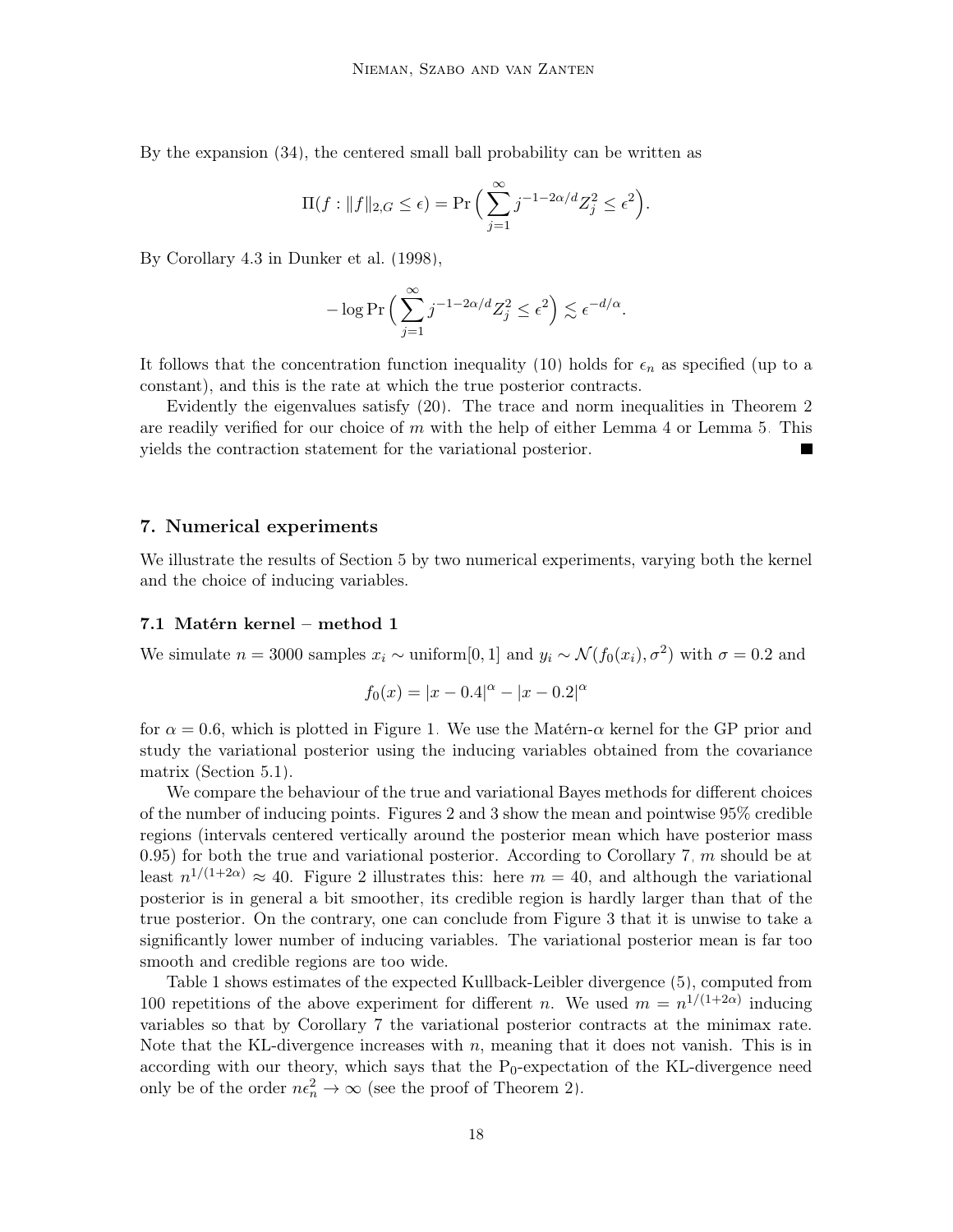By the expansion (34), the centered small ball probability can be written as

$$\Pi(f : \|f\|_{2,G} \leq \epsilon) = \Pr\Big(\sum_{j=1}^{\infty} j^{-1-2\alpha/d} Z_j^2 \leq \epsilon^2\Big).$$

By Corollary 4.3 in Dunker et al. (1998),

$$-\log \Pr\Big(\sum_{j=1}^{\infty} j^{-1-2\alpha/d} Z_j^2 \leq \epsilon^2\Big) \lesssim \epsilon^{-d/\alpha}.$$

It follows that the concentration function inequality (10) holds for $\epsilon_n$ as specified (up to a constant), and this is the rate at which the true posterior contracts.

Evidently the eigenvalues satisfy (20). The trace and norm inequalities in Theorem 2 are readily verified for our choice of $m$ with the help of either Lemma 4 or Lemma 5. This yields the contraction statement for the variational posterior. ∎

## 7. Numerical experiments

We illustrate the results of Section 5 by two numerical experiments, varying both the kernel and the choice of inducing variables.

### 7.1 Matérn kernel – method 1

We simulate $n = 3000$ samples $x_i \sim \text{uniform}[0, 1]$ and $y_i \sim \mathcal{N}(f_0(x_i), \sigma^2)$ with $\sigma = 0.2$ and

$$f_0(x) = |x - 0.4|^{\alpha} - |x - 0.2|^{\alpha}$$

for $\alpha = 0.6$, which is plotted in Figure 1. We use the Matérn-$\alpha$ kernel for the GP prior and study the variational posterior using the inducing variables obtained from the covariance matrix (Section 5.1).

We compare the behaviour of the true and variational Bayes methods for different choices of the number of inducing points. Figures 2 and 3 show the mean and pointwise 95% credible regions (intervals centered vertically around the posterior mean which have posterior mass 0.95) for both the true and variational posterior. According to Corollary 7, $m$ should be at least $n^{1/(1+2\alpha)} \approx 40$. Figure 2 illustrates this: here $m = 40$, and although the variational posterior is in general a bit smoother, its credible region is hardly larger than that of the true posterior. On the contrary, one can conclude from Figure 3 that it is unwise to take a significantly lower number of inducing variables. The variational posterior mean is far too smooth and credible regions are too wide.

Table 1 shows estimates of the expected Kullback-Leibler divergence (5), computed from 100 repetitions of the above experiment for different $n$. We used $m = n^{1/(1+2\alpha)}$ inducing variables so that by Corollary 7 the variational posterior contracts at the minimax rate. Note that the KL-divergence increases with $n$, meaning that it does not vanish. This is in according with our theory, which says that the $\mathrm{P}_0$-expectation of the KL-divergence need only be of the order $n\epsilon_n^2 \to \infty$ (see the proof of Theorem 2).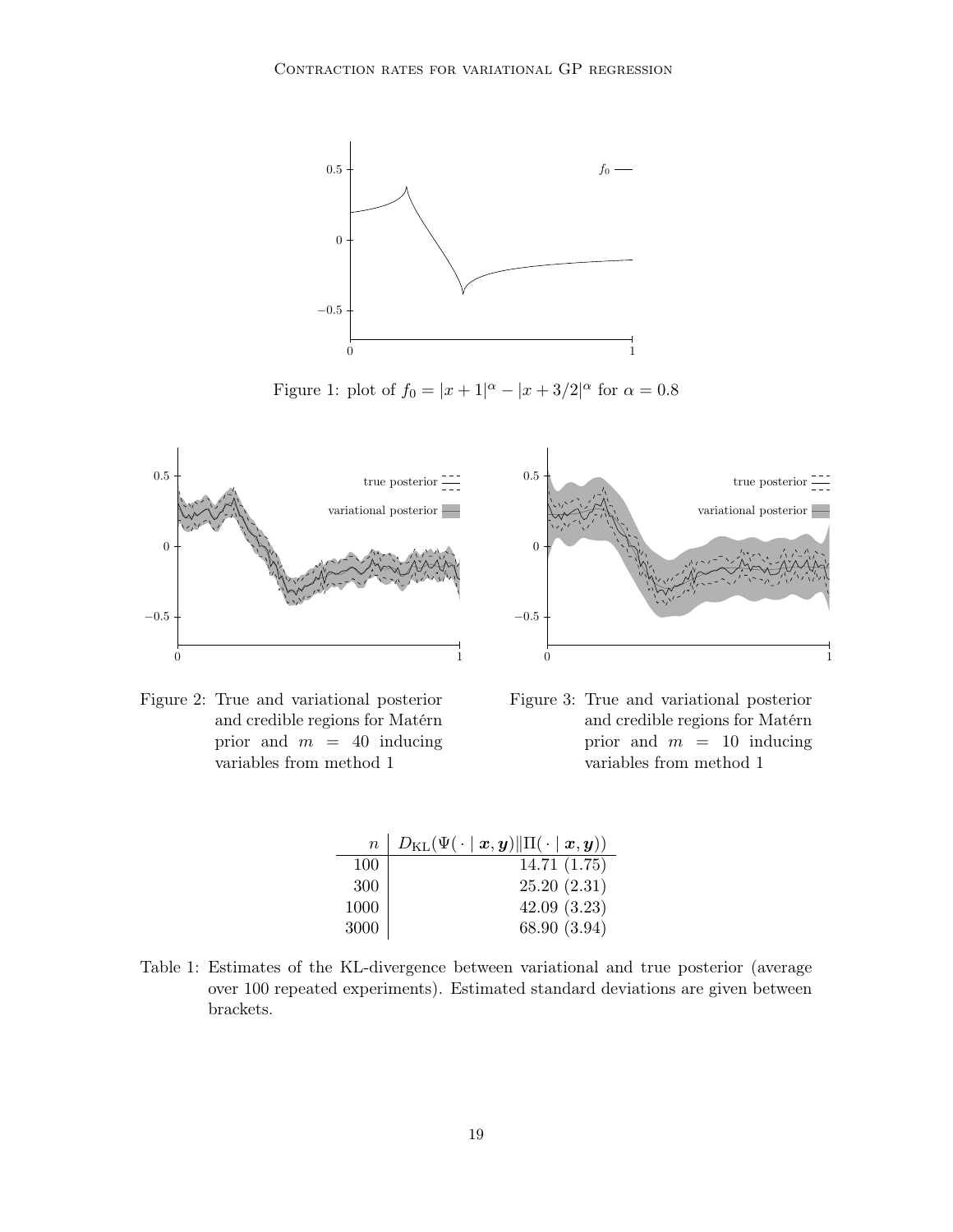Figure 1: plot of $f_0 = |x + 1|^\alpha - |x + 3/2|^\alpha$ for $\alpha = 0.8$

Figure 2: True and variational posterior and credible regions for Matérn prior and $m = 40$ inducing variables from method 1

Figure 3: True and variational posterior and credible regions for Matérn prior and $m = 10$ inducing variables from method 1

| $n$ | $D_{\mathrm{KL}}(\Psi(\cdot \mid \boldsymbol{x}, \boldsymbol{y}) \| \Pi(\cdot \mid \boldsymbol{x}, \boldsymbol{y}))$ |
|---|---|
| 100 | 14.71 (1.75) |
| 300 | 25.20 (2.31) |
| 1000 | 42.09 (3.23) |
| 3000 | 68.90 (3.94) |

Table 1: Estimates of the KL-divergence between variational and true posterior (average over 100 repeated experiments). Estimated standard deviations are given between brackets.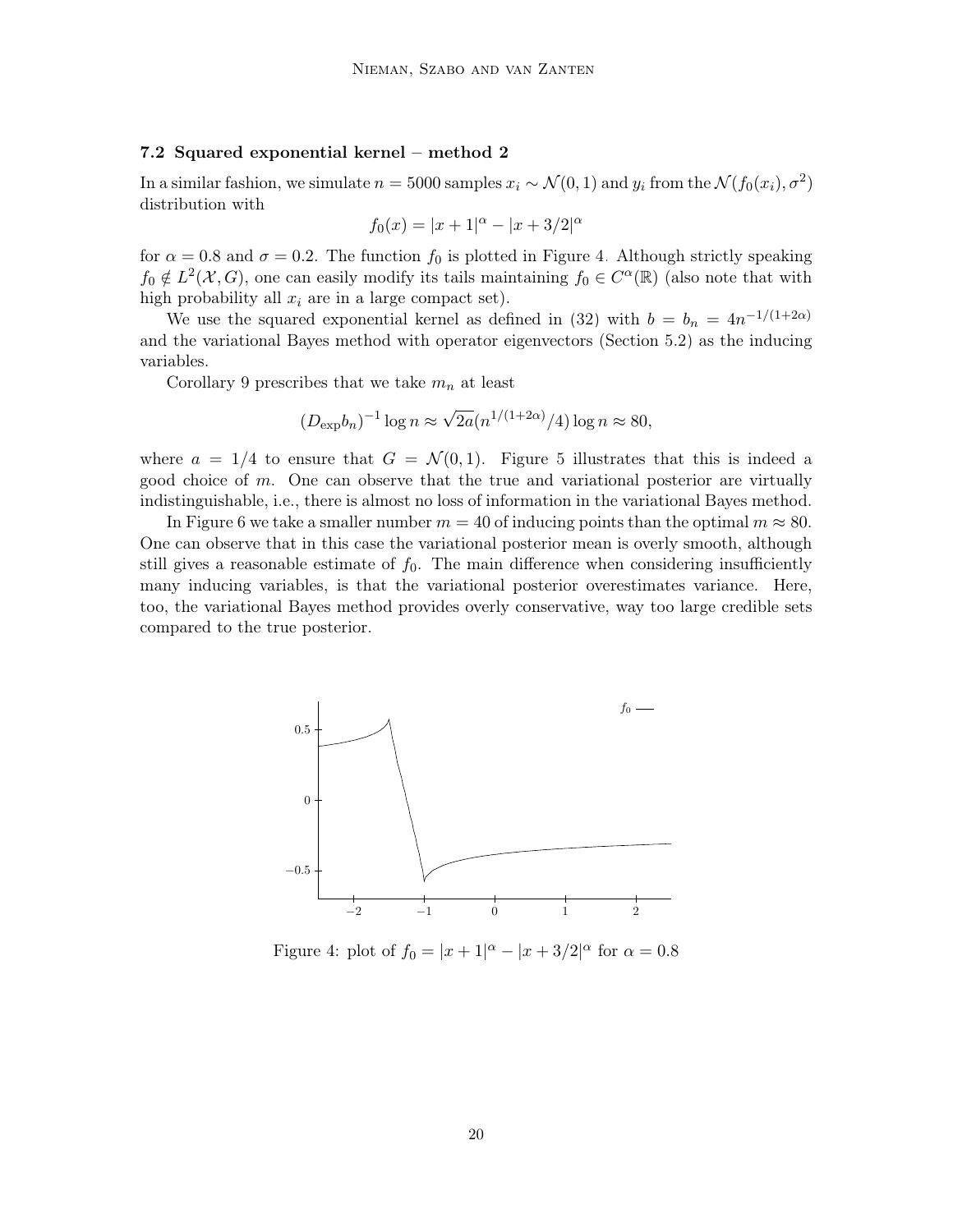### 7.2 Squared exponential kernel – method 2

In a similar fashion, we simulate $n = 5000$ samples $x_i \sim \mathcal{N}(0,1)$ and $y_i$ from the $\mathcal{N}(f_0(x_i), \sigma^2)$ distribution with

$$f_0(x) = |x+1|^\alpha - |x+3/2|^\alpha$$

for $\alpha = 0.8$ and $\sigma = 0.2$. The function $f_0$ is plotted in Figure 4. Although strictly speaking $f_0 \notin L^2(\mathcal{X}, G)$, one can easily modify its tails maintaining $f_0 \in C^\alpha(\mathbb{R})$ (also note that with high probability all $x_i$ are in a large compact set).

We use the squared exponential kernel as defined in (32) with $b = b_n = 4n^{-1/(1+2\alpha)}$ and the variational Bayes method with operator eigenvectors (Section 5.2) as the inducing variables.

Corollary 9 prescribes that we take $m_n$ at least

$$(D_{\exp} b_n)^{-1} \log n \approx \sqrt{2a}(n^{1/(1+2\alpha)}/4) \log n \approx 80,$$

where $a = 1/4$ to ensure that $G = \mathcal{N}(0,1)$. Figure 5 illustrates that this is indeed a good choice of $m$. One can observe that the true and variational posterior are virtually indistinguishable, i.e., there is almost no loss of information in the variational Bayes method.

In Figure 6 we take a smaller number $m = 40$ of inducing points than the optimal $m \approx 80$. One can observe that in this case the variational posterior mean is overly smooth, although still gives a reasonable estimate of $f_0$. The main difference when considering insufficiently many inducing variables, is that the variational posterior overestimates variance. Here, too, the variational Bayes method provides overly conservative, way too large credible sets compared to the true posterior.

Figure 4: plot of $f_0 = |x+1|^\alpha - |x+3/2|^\alpha$ for $\alpha = 0.8$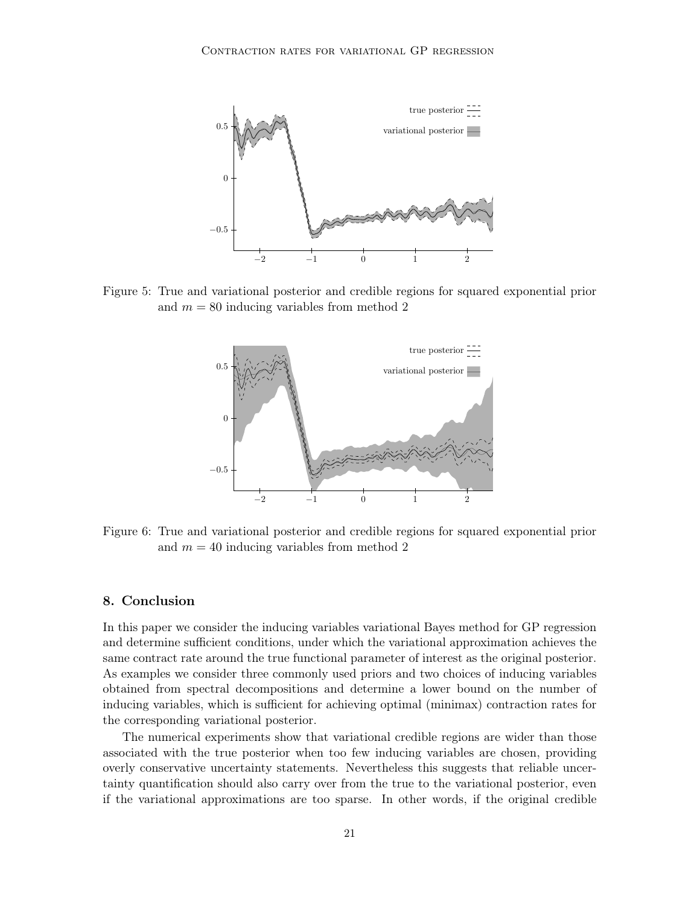Figure 5: True and variational posterior and credible regions for squared exponential prior and $m = 80$ inducing variables from method 2

Figure 6: True and variational posterior and credible regions for squared exponential prior and $m = 40$ inducing variables from method 2

## 8. Conclusion

In this paper we consider the inducing variables variational Bayes method for GP regression and determine sufficient conditions, under which the variational approximation achieves the same contract rate around the true functional parameter of interest as the original posterior. As examples we consider three commonly used priors and two choices of inducing variables obtained from spectral decompositions and determine a lower bound on the number of inducing variables, which is sufficient for achieving optimal (minimax) contraction rates for the corresponding variational posterior.

The numerical experiments show that variational credible regions are wider than those associated with the true posterior when too few inducing variables are chosen, providing overly conservative uncertainty statements. Nevertheless this suggests that reliable uncertainty quantification should also carry over from the true to the variational posterior, even if the variational approximations are too sparse. In other words, if the original credible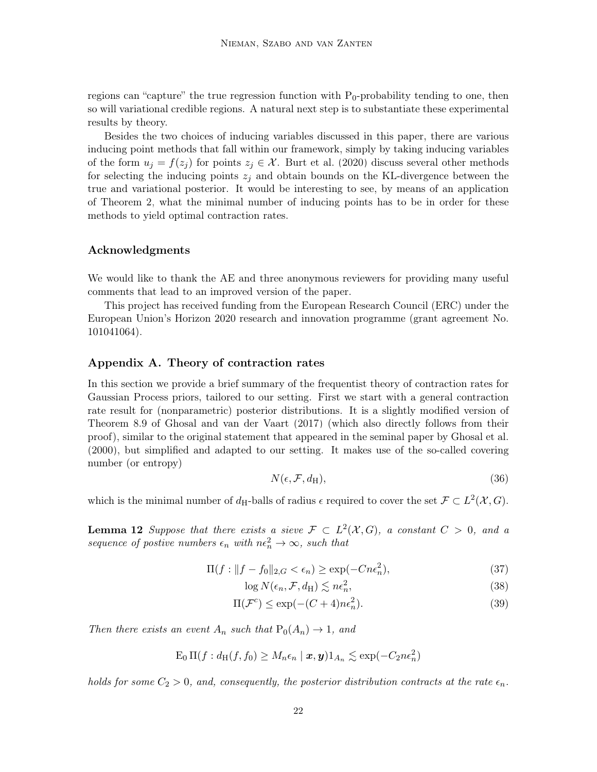regions can "capture" the true regression function with $\mathrm{P}_0$-probability tending to one, then so will variational credible regions. A natural next step is to substantiate these experimental results by theory.

Besides the two choices of inducing variables discussed in this paper, there are various inducing point methods that fall within our framework, simply by taking inducing variables of the form $u_j = f(z_j)$ for points $z_j \in \mathcal{X}$. Burt et al. (2020) discuss several other methods for selecting the inducing points $z_j$ and obtain bounds on the KL-divergence between the true and variational posterior. It would be interesting to see, by means of an application of Theorem 2, what the minimal number of inducing points has to be in order for these methods to yield optimal contraction rates.

### Acknowledgments

We would like to thank the AE and three anonymous reviewers for providing many useful comments that lead to an improved version of the paper.

This project has received funding from the European Research Council (ERC) under the European Union's Horizon 2020 research and innovation programme (grant agreement No. 101041064).

## Appendix A. Theory of contraction rates

In this section we provide a brief summary of the frequentist theory of contraction rates for Gaussian Process priors, tailored to our setting. First we start with a general contraction rate result for (nonparametric) posterior distributions. It is a slightly modified version of Theorem 8.9 of Ghosal and van der Vaart (2017) (which also directly follows from their proof), similar to the original statement that appeared in the seminal paper by Ghosal et al. (2000), but simplified and adapted to our setting. It makes use of the so-called covering number (or entropy)

$$N(\epsilon, \mathcal{F}, d_{\mathrm{H}}), \tag{36}$$

which is the minimal number of $d_{\mathrm{H}}$-balls of radius $\epsilon$ required to cover the set $\mathcal{F} \subset L^2(\mathcal{X}, G)$.

**Lemma 12** *Suppose that there exists a sieve $\mathcal{F} \subset L^2(\mathcal{X}, G)$, a constant $C > 0$, and a sequence of postive numbers $\epsilon_n$ with $n\epsilon_n^2 \to \infty$, such that*

$$\Pi(f : \|f - f_0\|_{2,G} < \epsilon_n) \geq \exp(-Cn\epsilon_n^2), \tag{37}$$

$$\log N(\epsilon_n, \mathcal{F}, d_{\mathrm{H}}) \lesssim n\epsilon_n^2, \tag{38}$$

$$\Pi(\mathcal{F}^c) \leq \exp(-(C+4)n\epsilon_n^2). \tag{39}$$

*Then there exists an event $A_n$ such that $\mathrm{P}_0(A_n) \to 1$, and*

$$\mathrm{E}_0\, \Pi(f : d_{\mathrm{H}}(f, f_0) \geq M_n\epsilon_n \mid \boldsymbol{x}, \boldsymbol{y}) 1_{A_n} \lesssim \exp(-C_2 n\epsilon_n^2)$$

*holds for some $C_2 > 0$, and, consequently, the posterior distribution contracts at the rate $\epsilon_n$.*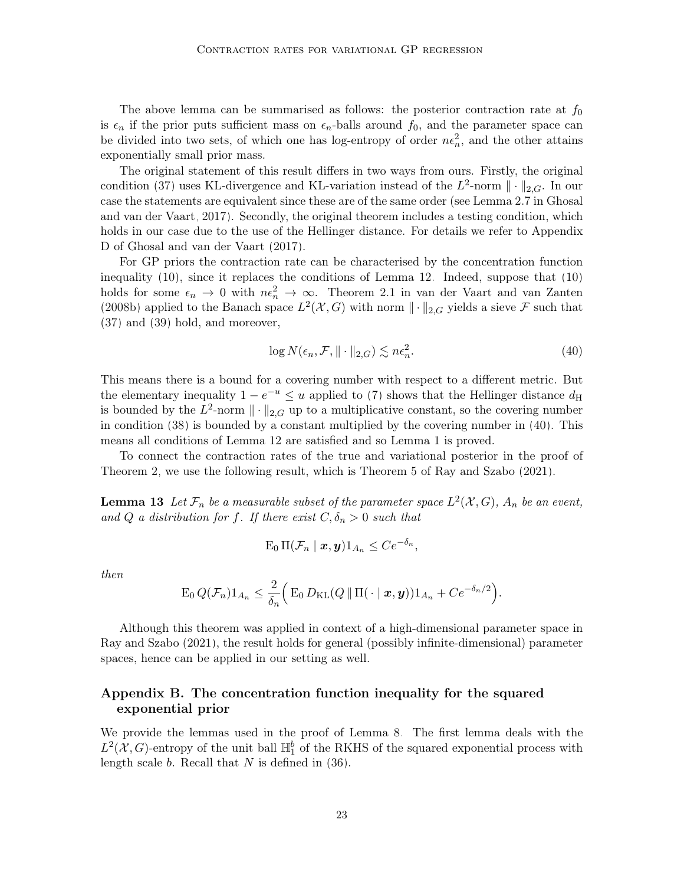The above lemma can be summarised as follows: the posterior contraction rate at $f_0$ is $\epsilon_n$ if the prior puts sufficient mass on $\epsilon_n$-balls around $f_0$, and the parameter space can be divided into two sets, of which one has log-entropy of order $n\epsilon_n^2$, and the other attains exponentially small prior mass.

The original statement of this result differs in two ways from ours. Firstly, the original condition (37) uses KL-divergence and KL-variation instead of the $L^2$-norm $\|\cdot\|_{2,G}$. In our case the statements are equivalent since these are of the same order (see Lemma 2.7 in Ghosal and van der Vaart, 2017). Secondly, the original theorem includes a testing condition, which holds in our case due to the use of the Hellinger distance. For details we refer to Appendix D of Ghosal and van der Vaart (2017).

For GP priors the contraction rate can be characterised by the concentration function inequality (10), since it replaces the conditions of Lemma 12. Indeed, suppose that (10) holds for some $\epsilon_n \to 0$ with $n\epsilon_n^2 \to \infty$. Theorem 2.1 in van der Vaart and van Zanten (2008b) applied to the Banach space $L^2(\mathcal{X}, G)$ with norm $\|\cdot\|_{2,G}$ yields a sieve $\mathcal{F}$ such that (37) and (39) hold, and moreover,

$$\log N(\epsilon_n, \mathcal{F}, \|\cdot\|_{2,G}) \lesssim n\epsilon_n^2. \tag{40}$$

This means there is a bound for a covering number with respect to a different metric. But the elementary inequality $1 - e^{-u} \leq u$ applied to (7) shows that the Hellinger distance $d_{\mathrm{H}}$ is bounded by the $L^2$-norm $\|\cdot\|_{2,G}$ up to a multiplicative constant, so the covering number in condition (38) is bounded by a constant multiplied by the covering number in (40). This means all conditions of Lemma 12 are satisfied and so Lemma 1 is proved.

To connect the contraction rates of the true and variational posterior in the proof of Theorem 2, we use the following result, which is Theorem 5 of Ray and Szabo (2021).

**Lemma 13** *Let $\mathcal{F}_n$ be a measurable subset of the parameter space $L^2(\mathcal{X}, G)$, $A_n$ be an event, and $Q$ a distribution for $f$. If there exist $C, \delta_n > 0$ such that*

$$\mathrm{E}_0\, \Pi(\mathcal{F}_n \mid \boldsymbol{x}, \boldsymbol{y}) 1_{A_n} \leq C e^{-\delta_n},$$

*then*

$$\mathrm{E}_0\, Q(\mathcal{F}_n) 1_{A_n} \leq \frac{2}{\delta_n}\Big( \mathrm{E}_0\, D_{\mathrm{KL}}(Q \,\|\, \Pi(\,\cdot \mid \boldsymbol{x}, \boldsymbol{y})) 1_{A_n} + C e^{-\delta_n/2}\Big).$$

Although this theorem was applied in context of a high-dimensional parameter space in Ray and Szabo (2021), the result holds for general (possibly infinite-dimensional) parameter spaces, hence can be applied in our setting as well.

## Appendix B. The concentration function inequality for the squared exponential prior

We provide the lemmas used in the proof of Lemma 8. The first lemma deals with the $L^2(\mathcal{X}, G)$-entropy of the unit ball $\mathbb{H}_1^b$ of the RKHS of the squared exponential process with length scale $b$. Recall that $N$ is defined in (36).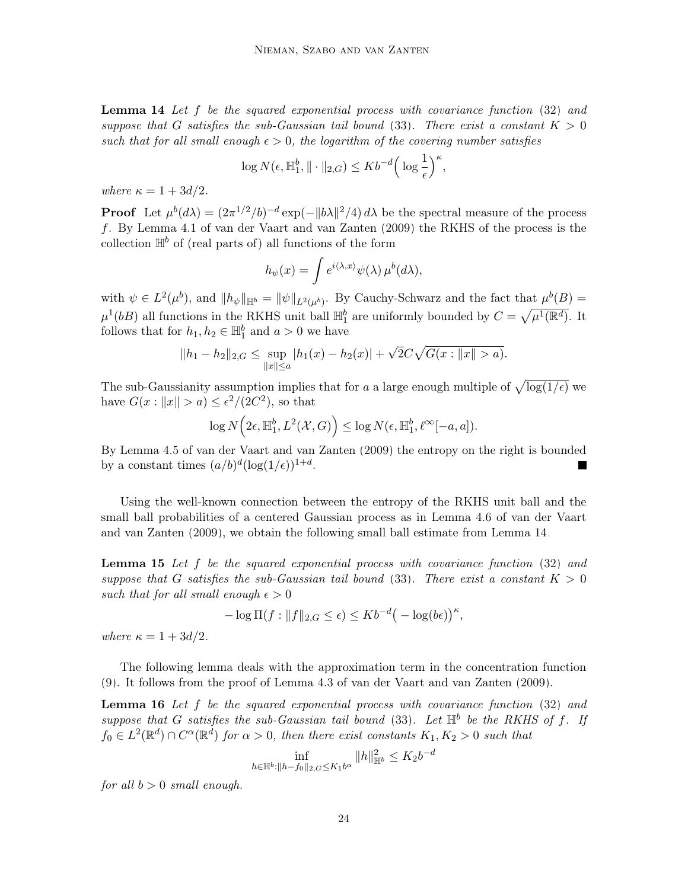**Lemma 14** *Let $f$ be the squared exponential process with covariance function* (32) *and suppose that $G$ satisfies the sub-Gaussian tail bound* (33). *There exist a constant $K > 0$ such that for all small enough $\epsilon > 0$, the logarithm of the covering number satisfies*

$$\log N(\epsilon, \mathbb{H}_1^b, \|\cdot\|_{2,G}) \leq K b^{-d} \Big( \log \frac{1}{\epsilon} \Big)^{\kappa},$$

*where $\kappa = 1 + 3d/2$.*

**Proof** Let $\mu^b(d\lambda) = (2\pi^{1/2}/b)^{-d} \exp(-\|b\lambda\|^2/4)\, d\lambda$ be the spectral measure of the process $f$. By Lemma 4.1 of van der Vaart and van Zanten (2009) the RKHS of the process is the collection $\mathbb{H}^b$ of (real parts of) all functions of the form

$$h_\psi(x) = \int e^{i\langle \lambda, x\rangle} \psi(\lambda)\, \mu^b(d\lambda),$$

with $\psi \in L^2(\mu^b)$, and $\|h_\psi\|_{\mathbb{H}^b} = \|\psi\|_{L^2(\mu^b)}$. By Cauchy-Schwarz and the fact that $\mu^b(B) = \mu^1(bB)$ all functions in the RKHS unit ball $\mathbb{H}_1^b$ are uniformly bounded by $C = \sqrt{\mu^1(\mathbb{R}^d)}$. It follows that for $h_1, h_2 \in \mathbb{H}_1^b$ and $a > 0$ we have

$$\|h_1 - h_2\|_{2,G} \leq \sup_{\|x\| \leq a} |h_1(x) - h_2(x)| + \sqrt{2} C \sqrt{G(x : \|x\| > a)}.$$

The sub-Gaussianity assumption implies that for $a$ a large enough multiple of $\sqrt{\log(1/\epsilon)}$ we have $G(x : \|x\| > a) \leq \epsilon^2/(2C^2)$, so that

$$\log N\Big(2\epsilon, \mathbb{H}_1^b, L^2(\mathcal{X}, G)\Big) \leq \log N(\epsilon, \mathbb{H}_1^b, \ell^\infty[-a, a]).$$

By Lemma 4.5 of van der Vaart and van Zanten (2009) the entropy on the right is bounded by a constant times $(a/b)^d (\log(1/\epsilon))^{1+d}$. ∎

Using the well-known connection between the entropy of the RKHS unit ball and the small ball probabilities of a centered Gaussian process as in Lemma 4.6 of van der Vaart and van Zanten (2009), we obtain the following small ball estimate from Lemma 14.

**Lemma 15** *Let $f$ be the squared exponential process with covariance function* (32) *and suppose that $G$ satisfies the sub-Gaussian tail bound* (33). *There exist a constant $K > 0$ such that for all small enough $\epsilon > 0$*

$$-\log \Pi(f : \|f\|_{2,G} \leq \epsilon) \leq K b^{-d} \big( -\log(b\epsilon) \big)^{\kappa},$$

*where $\kappa = 1 + 3d/2$.*

The following lemma deals with the approximation term in the concentration function (9). It follows from the proof of Lemma 4.3 of van der Vaart and van Zanten (2009).

**Lemma 16** *Let $f$ be the squared exponential process with covariance function* (32) *and suppose that $G$ satisfies the sub-Gaussian tail bound* (33). *Let $\mathbb{H}^b$ be the RKHS of $f$. If $f_0 \in L^2(\mathbb{R}^d) \cap C^\alpha(\mathbb{R}^d)$ for $\alpha > 0$, then there exist constants $K_1, K_2 > 0$ such that*

$$\inf_{h \in \mathbb{H}^b : \|h - f_0\|_{2,G} \leq K_1 b^\alpha} \|h\|_{\mathbb{H}^b}^2 \leq K_2 b^{-d}$$

*for all $b > 0$ small enough.*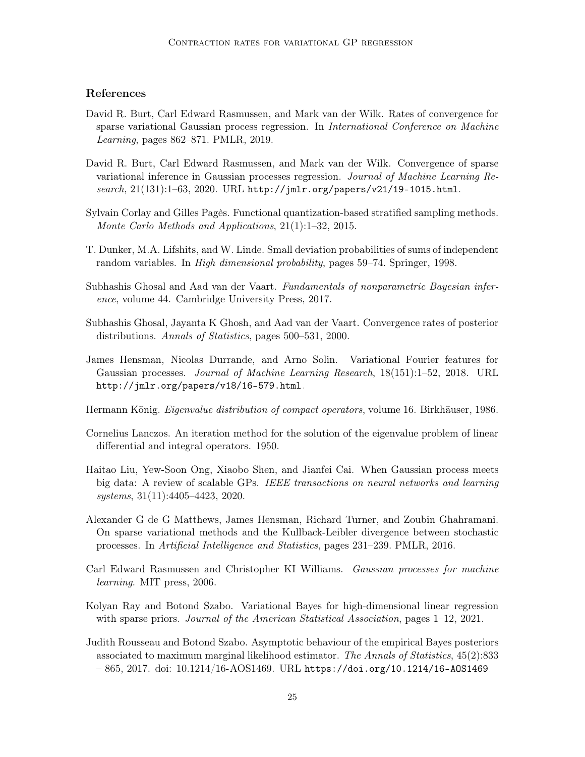## References

David R. Burt, Carl Edward Rasmussen, and Mark van der Wilk. Rates of convergence for sparse variational Gaussian process regression. In *International Conference on Machine Learning*, pages 862–871. PMLR, 2019.

David R. Burt, Carl Edward Rasmussen, and Mark van der Wilk. Convergence of sparse variational inference in Gaussian processes regression. *Journal of Machine Learning Research*, 21(131):1–63, 2020. URL `http://jmlr.org/papers/v21/19-1015.html`.

Sylvain Corlay and Gilles Pagès. Functional quantization-based stratified sampling methods. *Monte Carlo Methods and Applications*, 21(1):1–32, 2015.

T. Dunker, M.A. Lifshits, and W. Linde. Small deviation probabilities of sums of independent random variables. In *High dimensional probability*, pages 59–74. Springer, 1998.

Subhashis Ghosal and Aad van der Vaart. *Fundamentals of nonparametric Bayesian inference*, volume 44. Cambridge University Press, 2017.

Subhashis Ghosal, Jayanta K Ghosh, and Aad van der Vaart. Convergence rates of posterior distributions. *Annals of Statistics*, pages 500–531, 2000.

James Hensman, Nicolas Durrande, and Arno Solin. Variational Fourier features for Gaussian processes. *Journal of Machine Learning Research*, 18(151):1–52, 2018. URL `http://jmlr.org/papers/v18/16-579.html`.

Hermann König. *Eigenvalue distribution of compact operators*, volume 16. Birkhäuser, 1986.

Cornelius Lanczos. An iteration method for the solution of the eigenvalue problem of linear differential and integral operators. 1950.

Haitao Liu, Yew-Soon Ong, Xiaobo Shen, and Jianfei Cai. When Gaussian process meets big data: A review of scalable GPs. *IEEE transactions on neural networks and learning systems*, 31(11):4405–4423, 2020.

Alexander G de G Matthews, James Hensman, Richard Turner, and Zoubin Ghahramani. On sparse variational methods and the Kullback-Leibler divergence between stochastic processes. In *Artificial Intelligence and Statistics*, pages 231–239. PMLR, 2016.

Carl Edward Rasmussen and Christopher KI Williams. *Gaussian processes for machine learning*. MIT press, 2006.

Kolyan Ray and Botond Szabo. Variational Bayes for high-dimensional linear regression with sparse priors. *Journal of the American Statistical Association*, pages 1–12, 2021.

Judith Rousseau and Botond Szabo. Asymptotic behaviour of the empirical Bayes posteriors associated to maximum marginal likelihood estimator. *The Annals of Statistics*, 45(2):833 – 865, 2017. doi: 10.1214/16-AOS1469. URL `https://doi.org/10.1214/16-AOS1469`.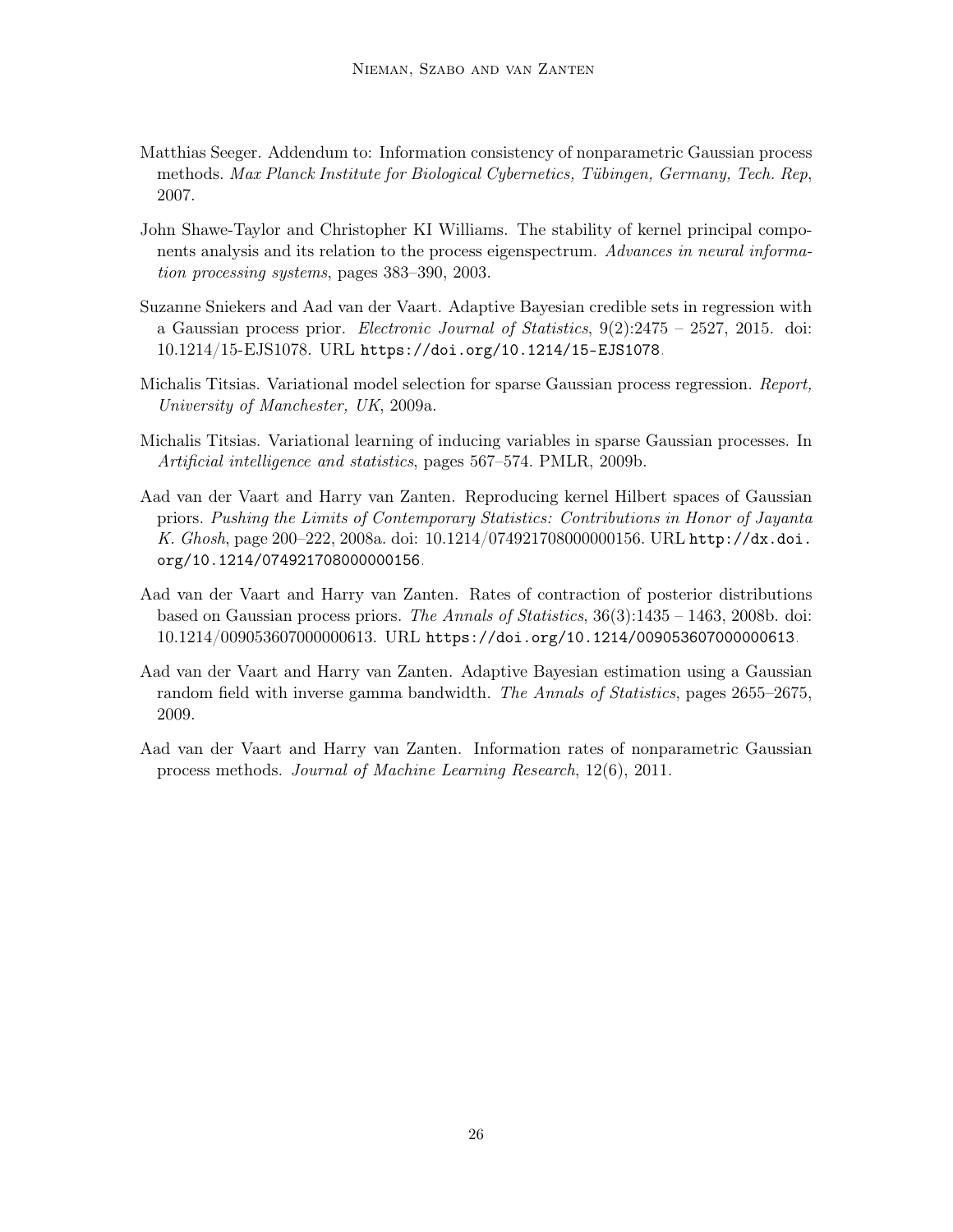Matthias Seeger. Addendum to: Information consistency of nonparametric Gaussian process methods. *Max Planck Institute for Biological Cybernetics, Tübingen, Germany, Tech. Rep*, 2007.

John Shawe-Taylor and Christopher KI Williams. The stability of kernel principal components analysis and its relation to the process eigenspectrum. *Advances in neural information processing systems*, pages 383–390, 2003.

Suzanne Sniekers and Aad van der Vaart. Adaptive Bayesian credible sets in regression with a Gaussian process prior. *Electronic Journal of Statistics*, 9(2):2475 – 2527, 2015. doi: 10.1214/15-EJS1078. URL `https://doi.org/10.1214/15-EJS1078`.

Michalis Titsias. Variational model selection for sparse Gaussian process regression. *Report, University of Manchester, UK*, 2009a.

Michalis Titsias. Variational learning of inducing variables in sparse Gaussian processes. In *Artificial intelligence and statistics*, pages 567–574. PMLR, 2009b.

Aad van der Vaart and Harry van Zanten. Reproducing kernel Hilbert spaces of Gaussian priors. *Pushing the Limits of Contemporary Statistics: Contributions in Honor of Jayanta K. Ghosh*, page 200–222, 2008a. doi: 10.1214/074921708000000156. URL `http://dx.doi.org/10.1214/074921708000000156`.

Aad van der Vaart and Harry van Zanten. Rates of contraction of posterior distributions based on Gaussian process priors. *The Annals of Statistics*, 36(3):1435 – 1463, 2008b. doi: 10.1214/009053607000000613. URL `https://doi.org/10.1214/009053607000000613`.

Aad van der Vaart and Harry van Zanten. Adaptive Bayesian estimation using a Gaussian random field with inverse gamma bandwidth. *The Annals of Statistics*, pages 2655–2675, 2009.

Aad van der Vaart and Harry van Zanten. Information rates of nonparametric Gaussian process methods. *Journal of Machine Learning Research*, 12(6), 2011.